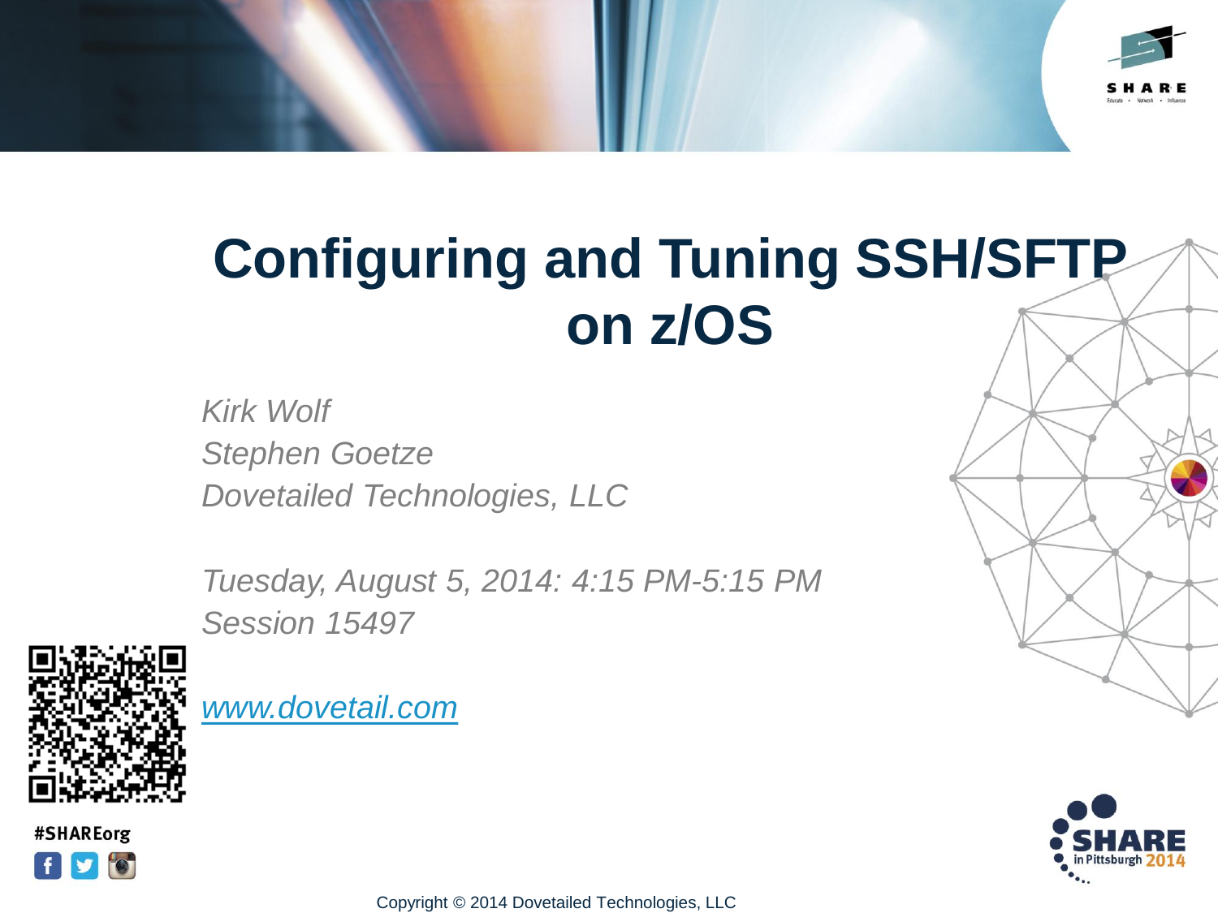# Configuring and Tuning SSH/SFTP on z/OS

*Kirk Wolf*
*Stephen Goetze*
*Dovetailed Technologies, LLC*

*Tuesday, August 5, 2014: 4:15 PM-5:15 PM*
*Session 15497*

[www.dovetail.com](http://www.dovetail.com)

#SHAREorg

Copyright © 2014 Dovetailed Technologies, LLC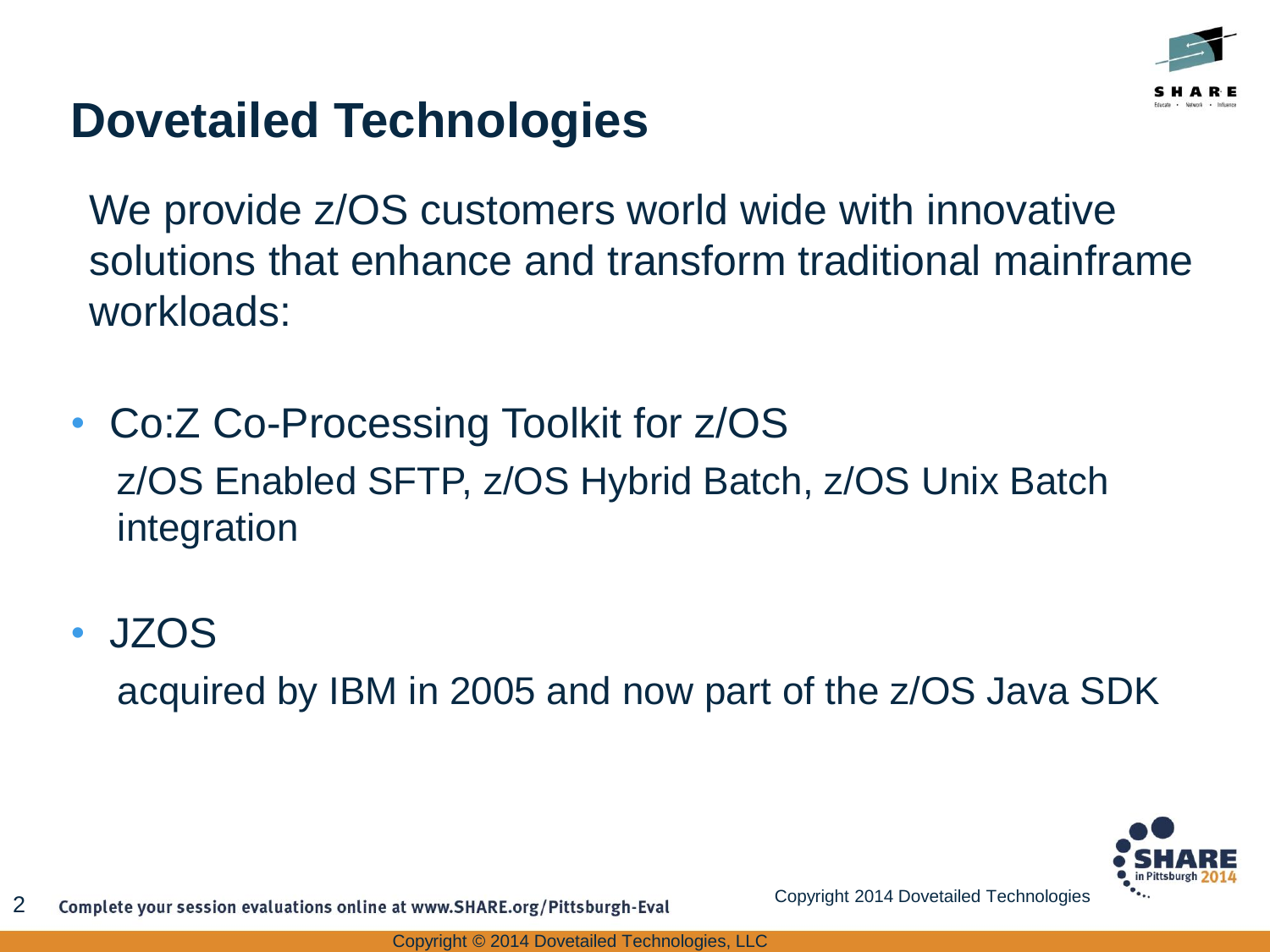# Dovetailed Technologies

We provide z/OS customers world wide with innovative solutions that enhance and transform traditional mainframe workloads:

- Co:Z Co-Processing Toolkit for z/OS

  z/OS Enabled SFTP, z/OS Hybrid Batch, z/OS Unix Batch integration

- JZOS

  acquired by IBM in 2005 and now part of the z/OS Java SDK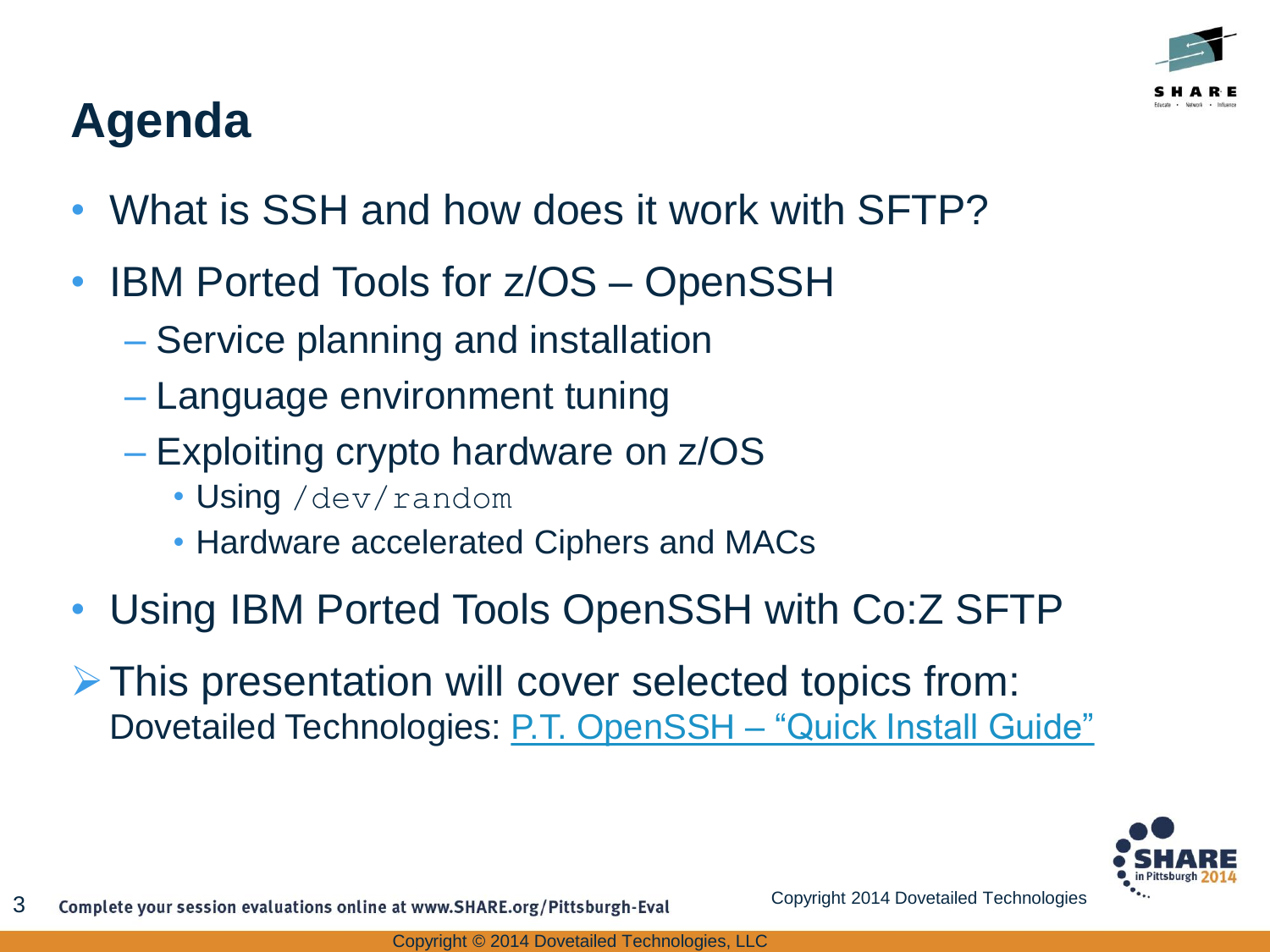# Agenda

- What is SSH and how does it work with SFTP?
- IBM Ported Tools for z/OS – OpenSSH
  - Service planning and installation
  - Language environment tuning
  - Exploiting crypto hardware on z/OS
    - Using `/dev/random`
    - Hardware accelerated Ciphers and MACs
- Using IBM Ported Tools OpenSSH with Co:Z SFTP

➢ This presentation will cover selected topics from:
Dovetailed Technologies: P.T. OpenSSH – "Quick Install Guide"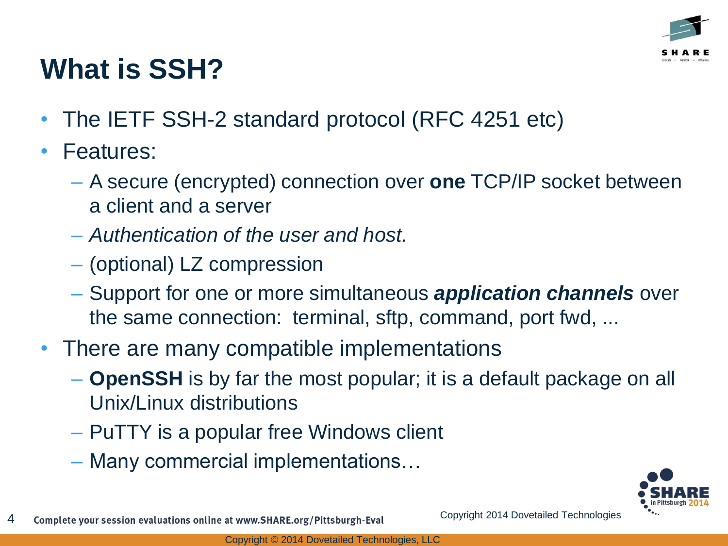# What is SSH?

- The IETF SSH-2 standard protocol (RFC 4251 etc)
- Features:
  - A secure (encrypted) connection over **one** TCP/IP socket between a client and a server
  - *Authentication of the user and host.*
  - (optional) LZ compression
  - Support for one or more simultaneous ***application channels*** over the same connection: terminal, sftp, command, port fwd, ...
- There are many compatible implementations
  - **OpenSSH** is by far the most popular; it is a default package on all Unix/Linux distributions
  - PuTTY is a popular free Windows client
  - Many commercial implementations…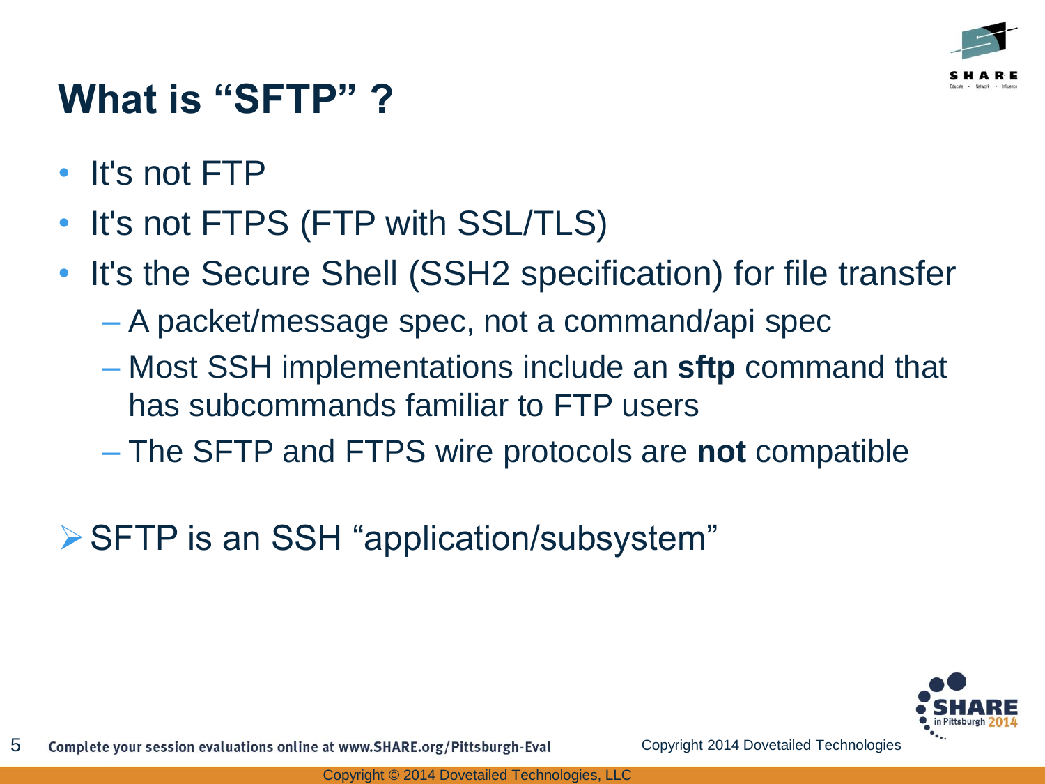# What is "SFTP" ?

- It's not FTP
- It's not FTPS (FTP with SSL/TLS)
- It's the Secure Shell (SSH2 specification) for file transfer
  - A packet/message spec, not a command/api spec
  - Most SSH implementations include an **sftp** command that has subcommands familiar to FTP users
  - The SFTP and FTPS wire protocols are **not** compatible

➢ SFTP is an SSH "application/subsystem"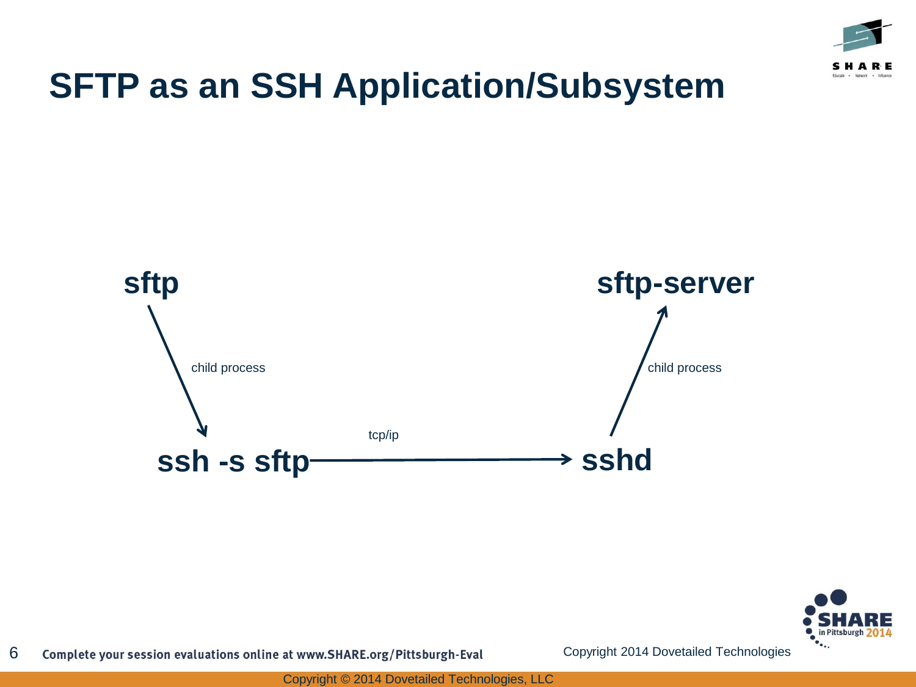# SFTP as an SSH Application/Subsystem

sftp

child process

ssh -s sftp

tcp/ip

sshd

child process

sftp-server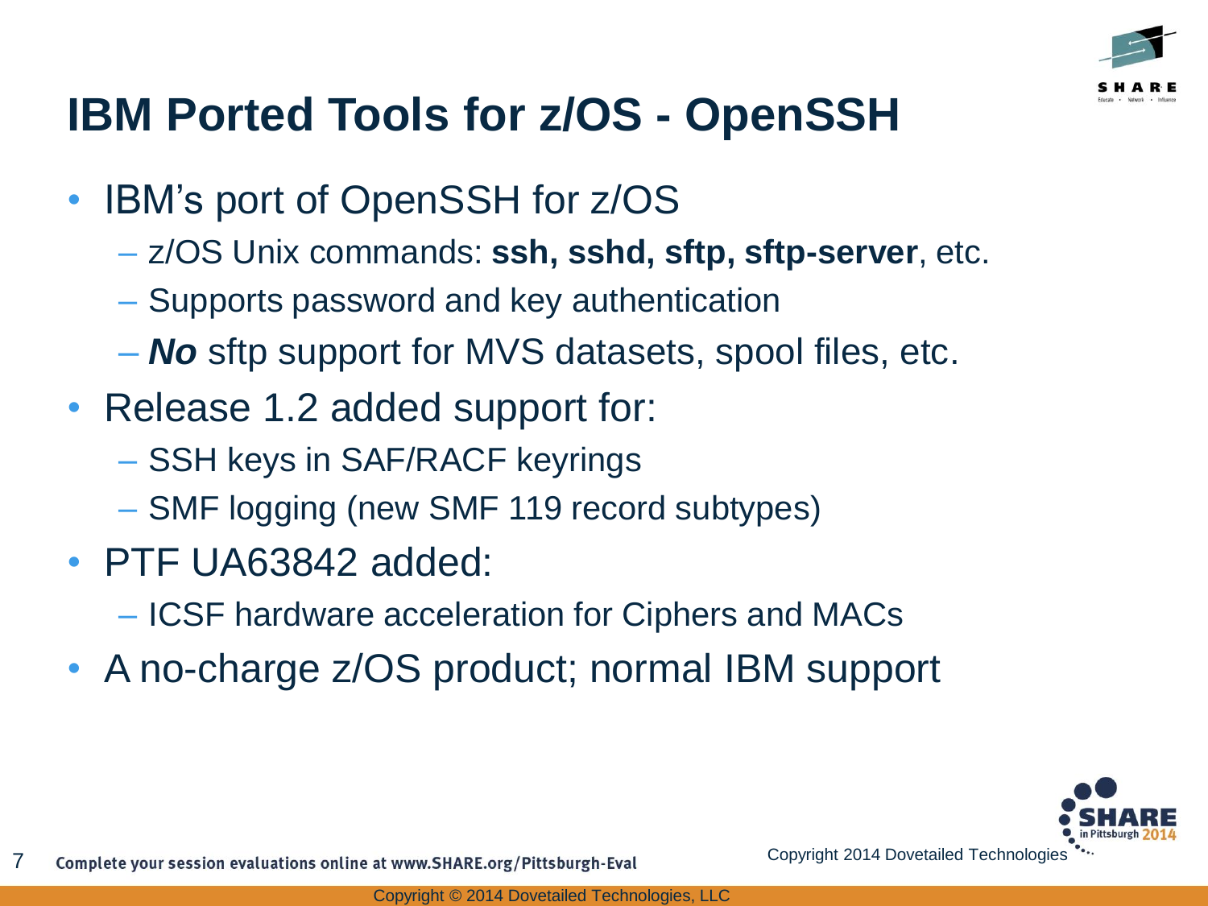# IBM Ported Tools for z/OS - OpenSSH

- IBM's port of OpenSSH for z/OS
  - z/OS Unix commands: **ssh, sshd, sftp, sftp-server**, etc.
  - Supports password and key authentication
  - ***No*** sftp support for MVS datasets, spool files, etc.
- Release 1.2 added support for:
  - SSH keys in SAF/RACF keyrings
  - SMF logging (new SMF 119 record subtypes)
- PTF UA63842 added:
  - ICSF hardware acceleration for Ciphers and MACs
- A no-charge z/OS product; normal IBM support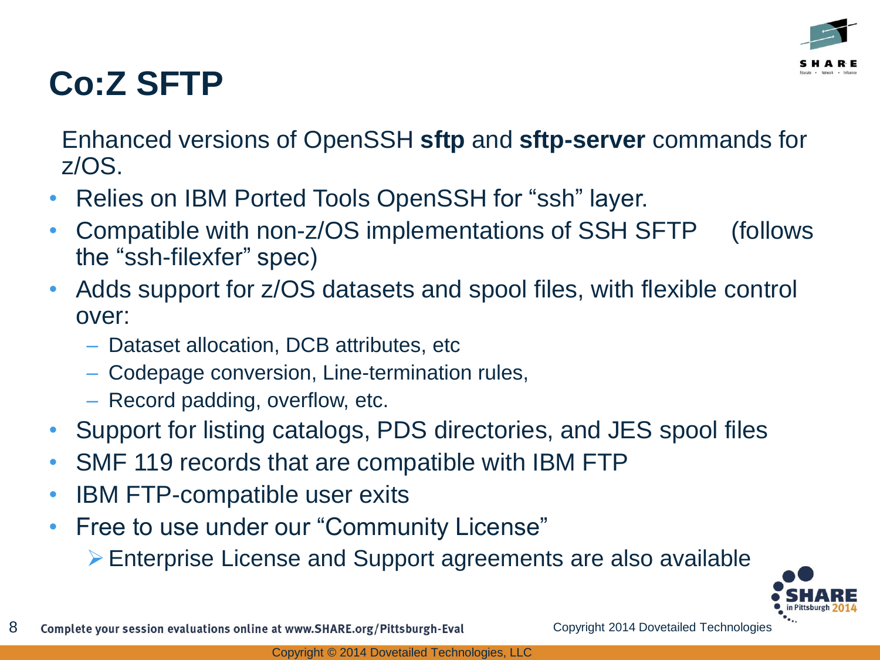# Co:Z SFTP

Enhanced versions of OpenSSH **sftp** and **sftp-server** commands for z/OS.

- Relies on IBM Ported Tools OpenSSH for "ssh" layer.
- Compatible with non-z/OS implementations of SSH SFTP (follows the "ssh-filexfer" spec)
- Adds support for z/OS datasets and spool files, with flexible control over:
  - Dataset allocation, DCB attributes, etc
  - Codepage conversion, Line-termination rules,
  - Record padding, overflow, etc.
- Support for listing catalogs, PDS directories, and JES spool files
- SMF 119 records that are compatible with IBM FTP
- IBM FTP-compatible user exits
- Free to use under our "Community License"
  - Enterprise License and Support agreements are also available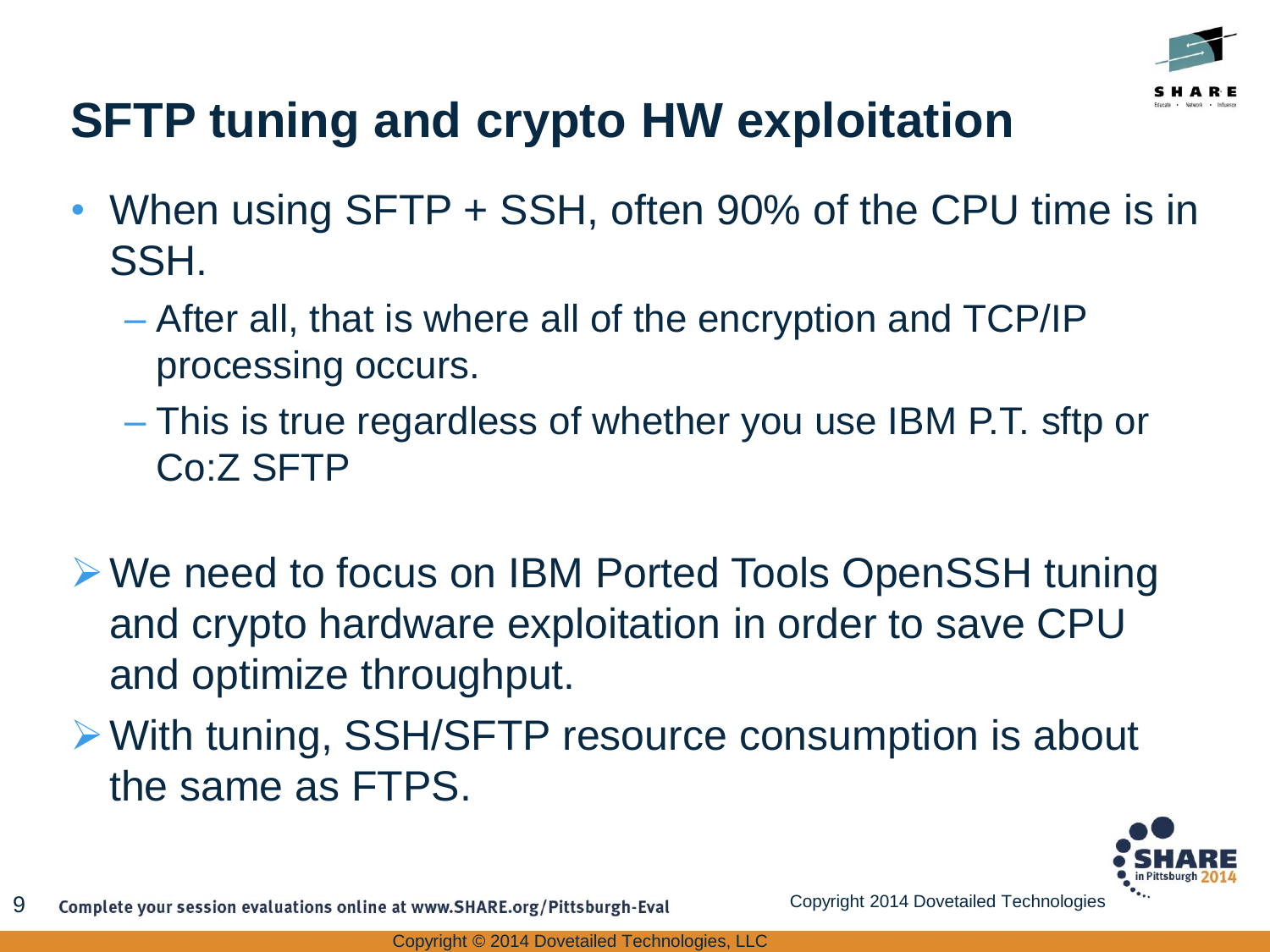# SFTP tuning and crypto HW exploitation

- When using SFTP + SSH, often 90% of the CPU time is in SSH.
  - After all, that is where all of the encryption and TCP/IP processing occurs.
  - This is true regardless of whether you use IBM P.T. sftp or Co:Z SFTP

- We need to focus on IBM Ported Tools OpenSSH tuning and crypto hardware exploitation in order to save CPU and optimize throughput.
- With tuning, SSH/SFTP resource consumption is about the same as FTPS.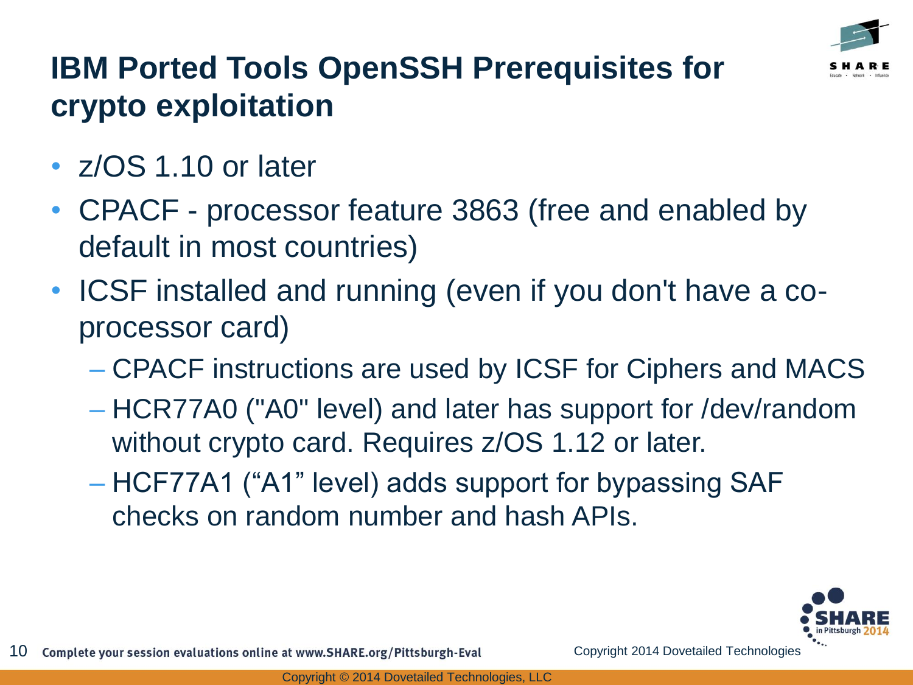# IBM Ported Tools OpenSSH Prerequisites for crypto exploitation

- z/OS 1.10 or later
- CPACF - processor feature 3863 (free and enabled by default in most countries)
- ICSF installed and running (even if you don't have a co-processor card)
  - CPACF instructions are used by ICSF for Ciphers and MACS
  - HCR77A0 ("A0" level) and later has support for /dev/random without crypto card. Requires z/OS 1.12 or later.
  - HCF77A1 ("A1" level) adds support for bypassing SAF checks on random number and hash APIs.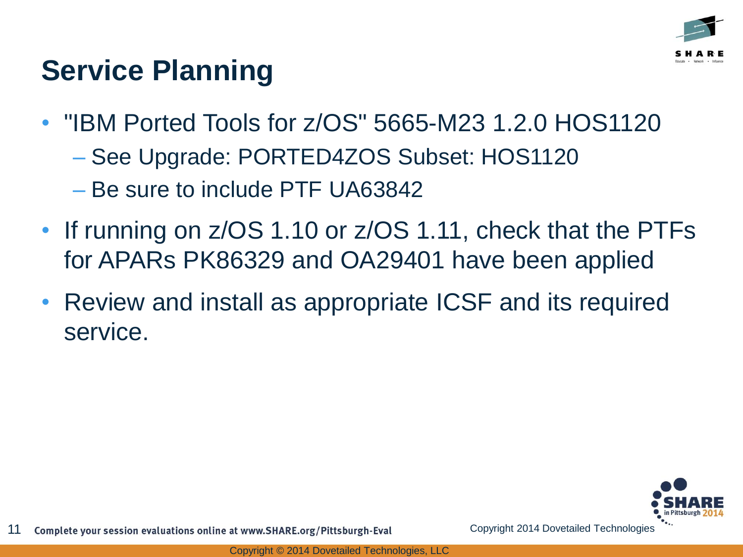# Service Planning

- "IBM Ported Tools for z/OS" 5665-M23 1.2.0 HOS1120
  - See Upgrade: PORTED4ZOS Subset: HOS1120
  - Be sure to include PTF UA63842
- If running on z/OS 1.10 or z/OS 1.11, check that the PTFs for APARs PK86329 and OA29401 have been applied
- Review and install as appropriate ICSF and its required service.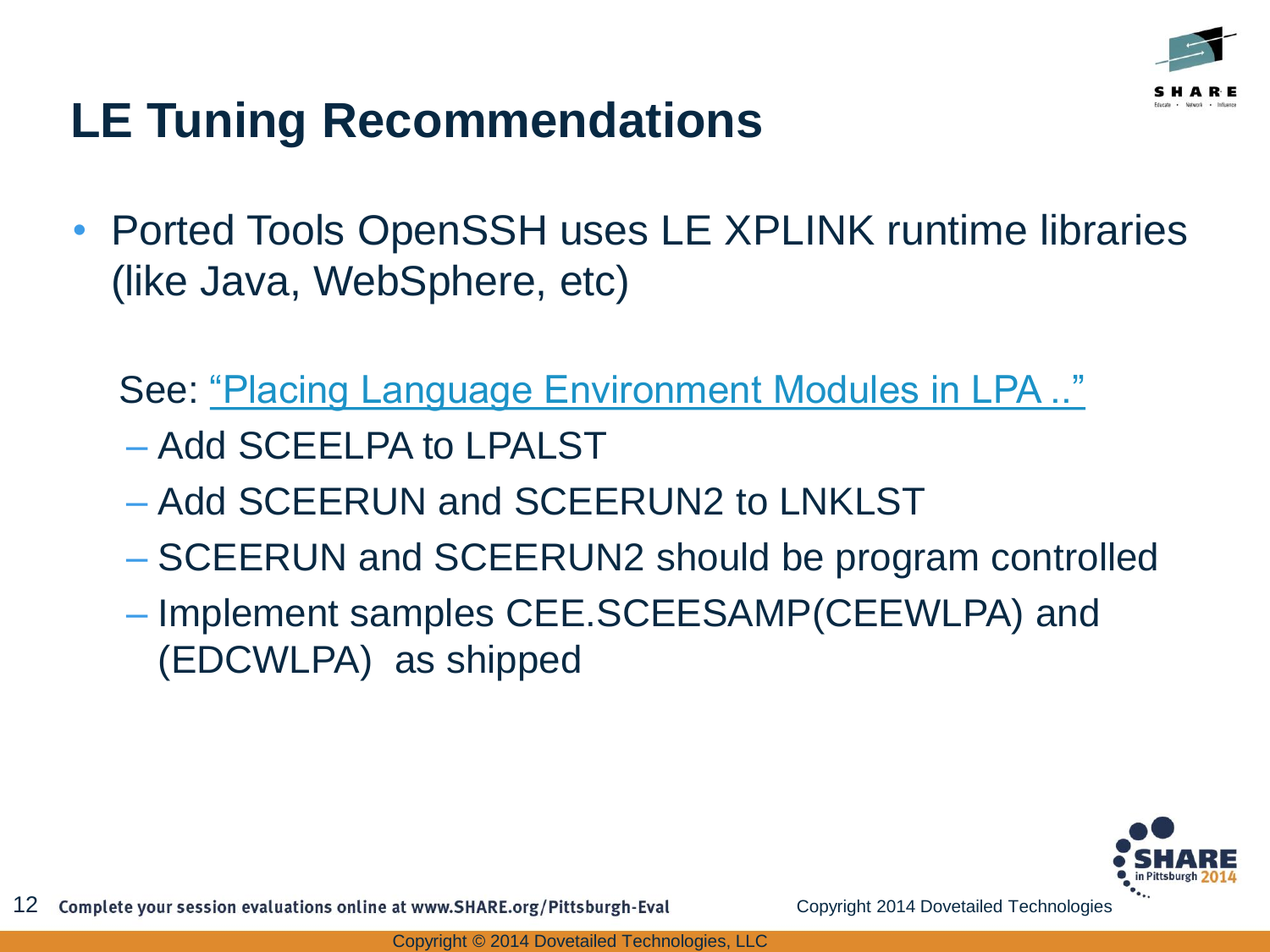# LE Tuning Recommendations

- Ported Tools OpenSSH uses LE XPLINK runtime libraries (like Java, WebSphere, etc)

  See: "Placing Language Environment Modules in LPA .."

  – Add SCEELPA to LPALST

  – Add SCEERUN and SCEERUN2 to LNKLST

  – SCEERUN and SCEERUN2 should be program controlled

  – Implement samples CEE.SCEESAMP(CEEWLPA) and (EDCWLPA) as shipped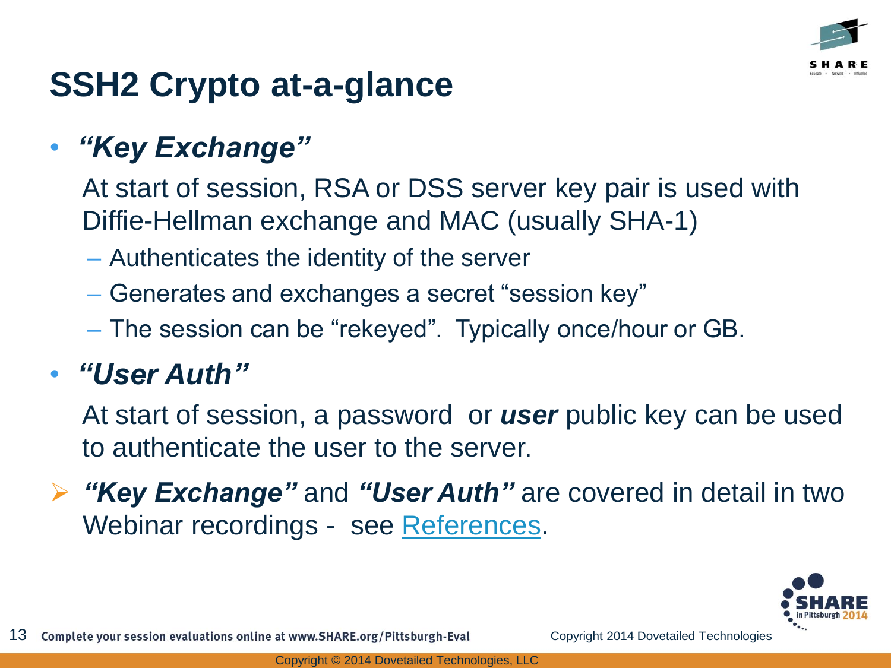# SSH2 Crypto at-a-glance

- ***"Key Exchange"***

  At start of session, RSA or DSS server key pair is used with Diffie-Hellman exchange and MAC (usually SHA-1)

  - Authenticates the identity of the server
  - Generates and exchanges a secret "session key"
  - The session can be "rekeyed". Typically once/hour or GB.

- ***"User Auth"***

  At start of session, a password or ***user*** public key can be used to authenticate the user to the server.

- ***"Key Exchange"*** and ***"User Auth"*** are covered in detail in two Webinar recordings - see References.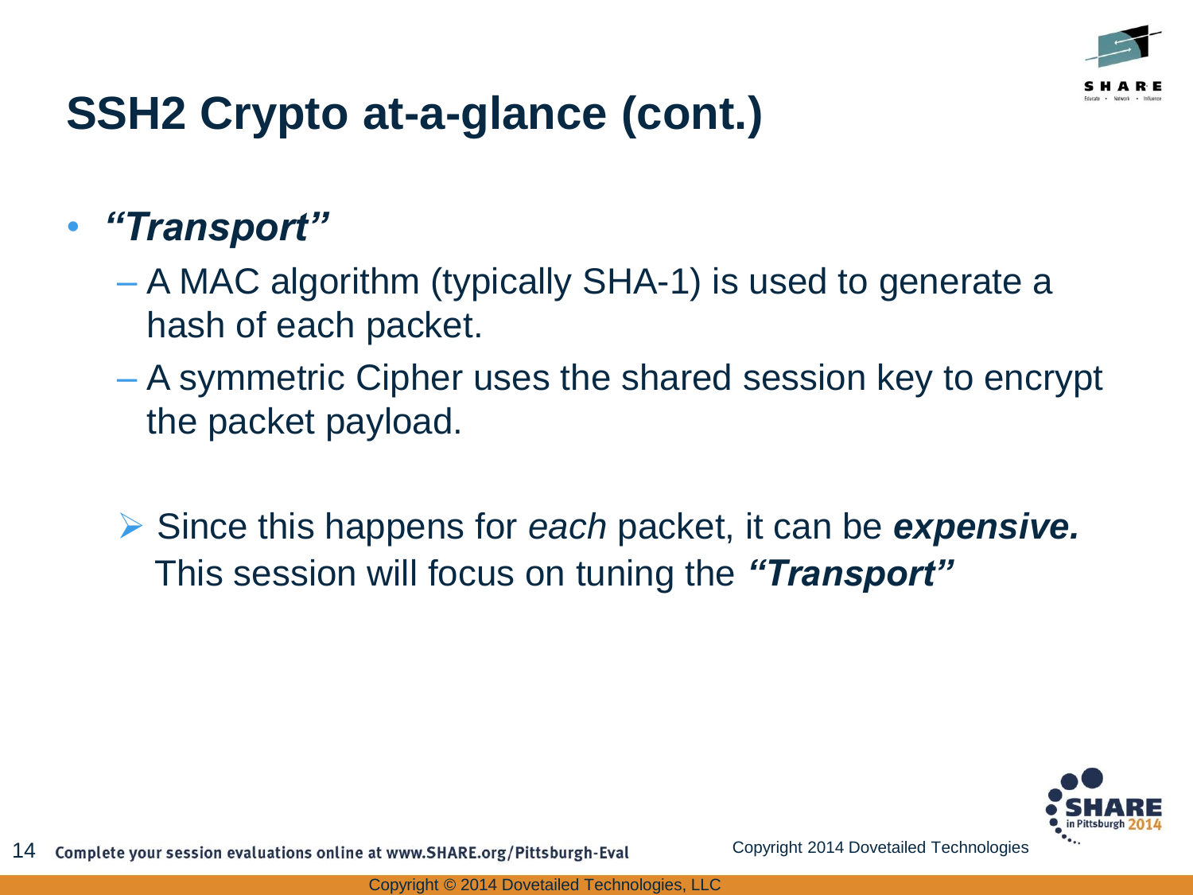# SSH2 Crypto at-a-glance (cont.)

- ***"Transport"***
  - A MAC algorithm (typically SHA-1) is used to generate a hash of each packet.
  - A symmetric Cipher uses the shared session key to encrypt the packet payload.

➢ Since this happens for *each* packet, it can be ***expensive.*** This session will focus on tuning the ***"Transport"***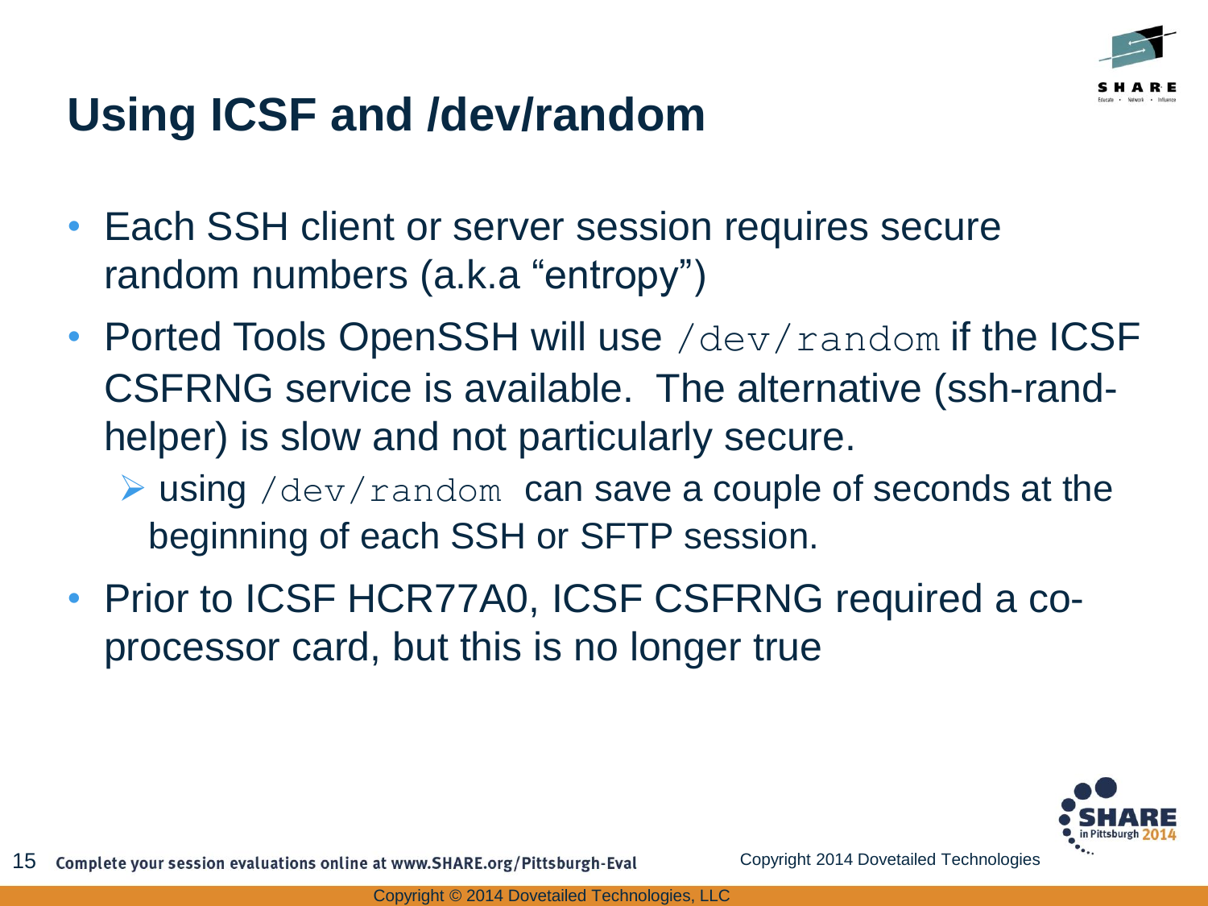# Using ICSF and /dev/random

- Each SSH client or server session requires secure random numbers (a.k.a "entropy")
- Ported Tools OpenSSH will use `/dev/random` if the ICSF CSFRNG service is available. The alternative (ssh-rand-helper) is slow and not particularly secure.
  - using `/dev/random` can save a couple of seconds at the beginning of each SSH or SFTP session.
- Prior to ICSF HCR77A0, ICSF CSFRNG required a co-processor card, but this is no longer true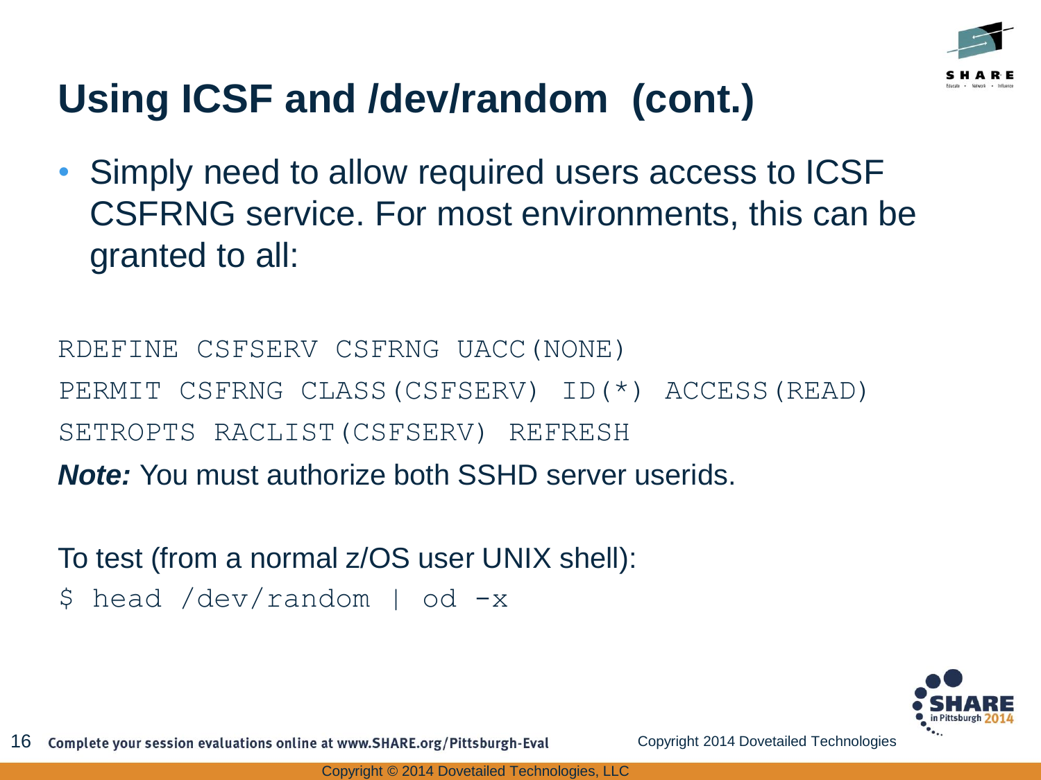# Using ICSF and /dev/random (cont.)

- Simply need to allow required users access to ICSF CSFRNG service. For most environments, this can be granted to all:

```
RDEFINE CSFSERV CSFRNG UACC(NONE)
PERMIT CSFRNG CLASS(CSFSERV) ID(*) ACCESS(READ)
SETROPTS RACLIST(CSFSERV) REFRESH
```

***Note:*** You must authorize both SSHD server userids.

To test (from a normal z/OS user UNIX shell):

```
$ head /dev/random | od -x
```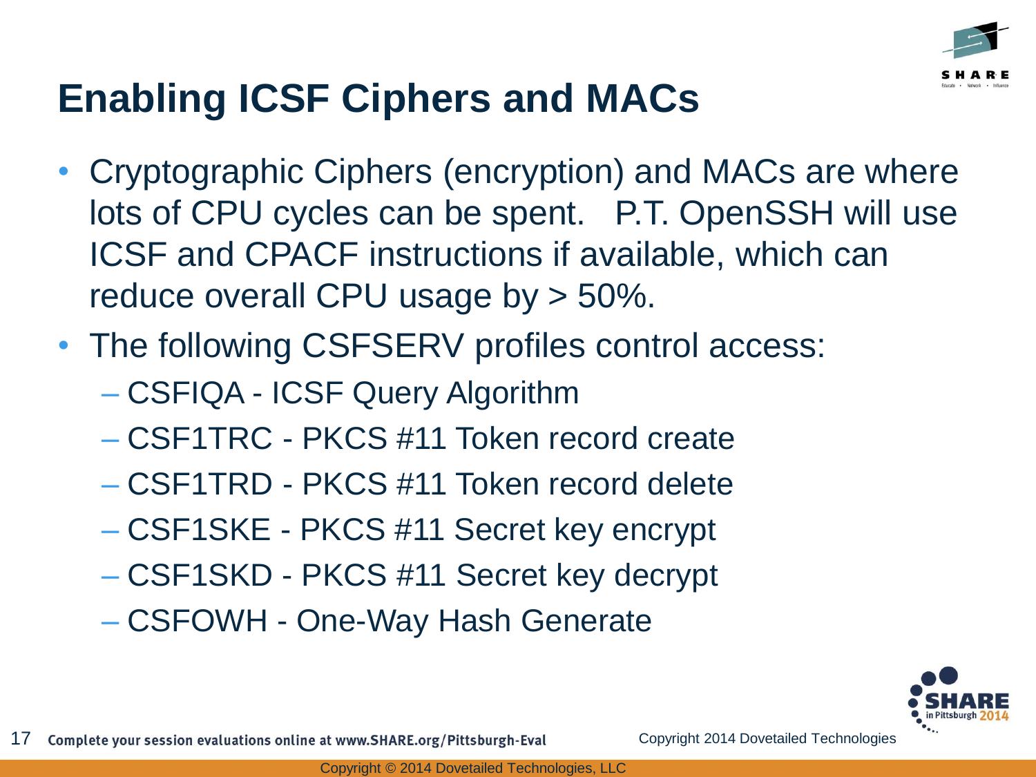# Enabling ICSF Ciphers and MACs

- Cryptographic Ciphers (encryption) and MACs are where lots of CPU cycles can be spent. P.T. OpenSSH will use ICSF and CPACF instructions if available, which can reduce overall CPU usage by > 50%.
- The following CSFSERV profiles control access:
  - CSFIQA - ICSF Query Algorithm
  - CSF1TRC - PKCS #11 Token record create
  - CSF1TRD - PKCS #11 Token record delete
  - CSF1SKE - PKCS #11 Secret key encrypt
  - CSF1SKD - PKCS #11 Secret key decrypt
  - CSFOWH - One-Way Hash Generate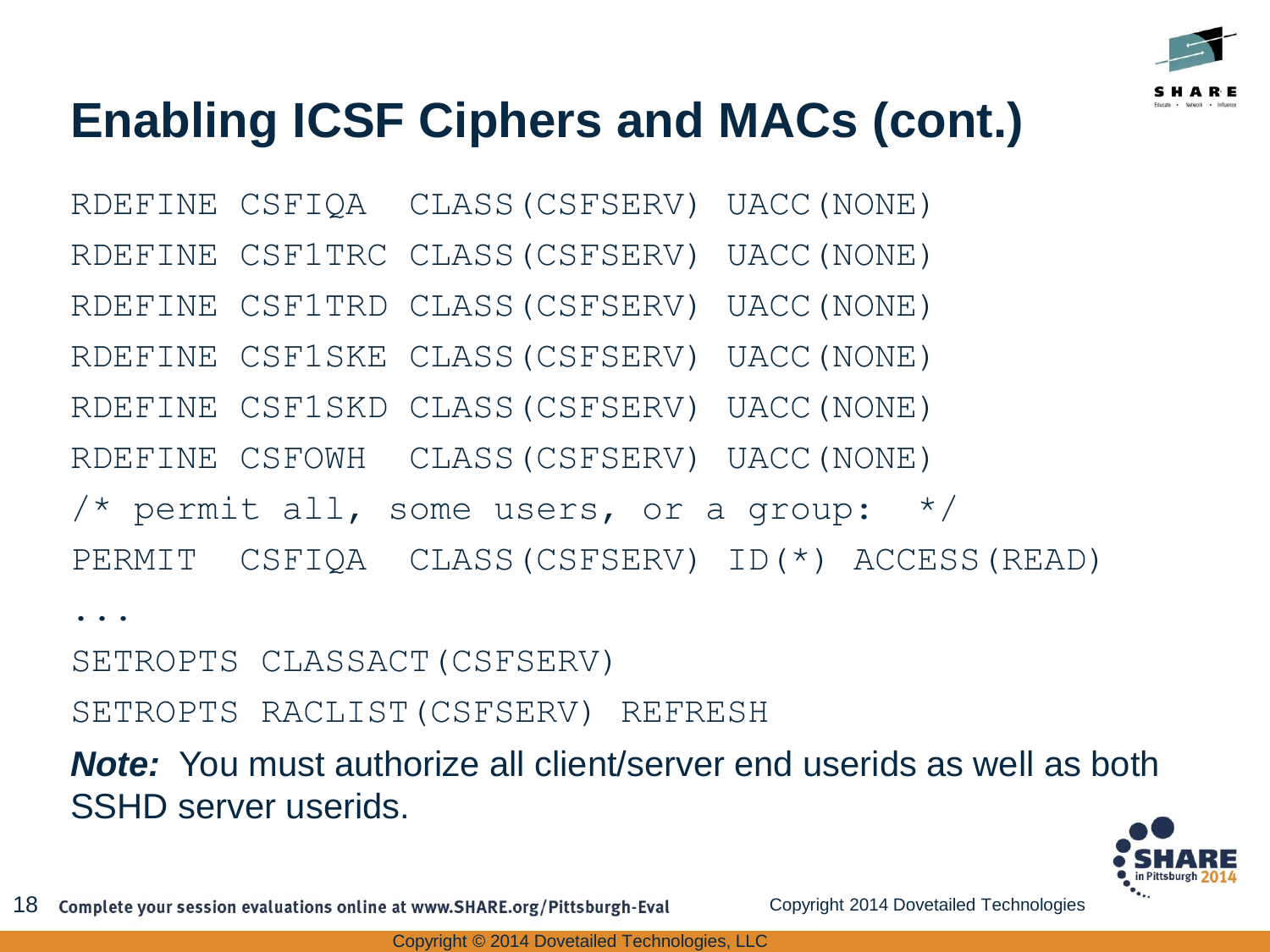# Enabling ICSF Ciphers and MACs (cont.)

```
RDEFINE CSFIQA  CLASS(CSFSERV) UACC(NONE)
RDEFINE CSF1TRC CLASS(CSFSERV) UACC(NONE)
RDEFINE CSF1TRD CLASS(CSFSERV) UACC(NONE)
RDEFINE CSF1SKE CLASS(CSFSERV) UACC(NONE)
RDEFINE CSF1SKD CLASS(CSFSERV) UACC(NONE)
RDEFINE CSFOWH  CLASS(CSFSERV) UACC(NONE)
/* permit all, some users, or a group:  */
PERMIT  CSFIQA  CLASS(CSFSERV) ID(*) ACCESS(READ)
...
SETROPTS CLASSACT(CSFSERV)
SETROPTS RACLIST(CSFSERV) REFRESH
```

***Note:*** You must authorize all client/server end userids as well as both SSHD server userids.

Copyright 2014 Dovetailed Technologies

Copyright © 2014 Dovetailed Technologies, LLC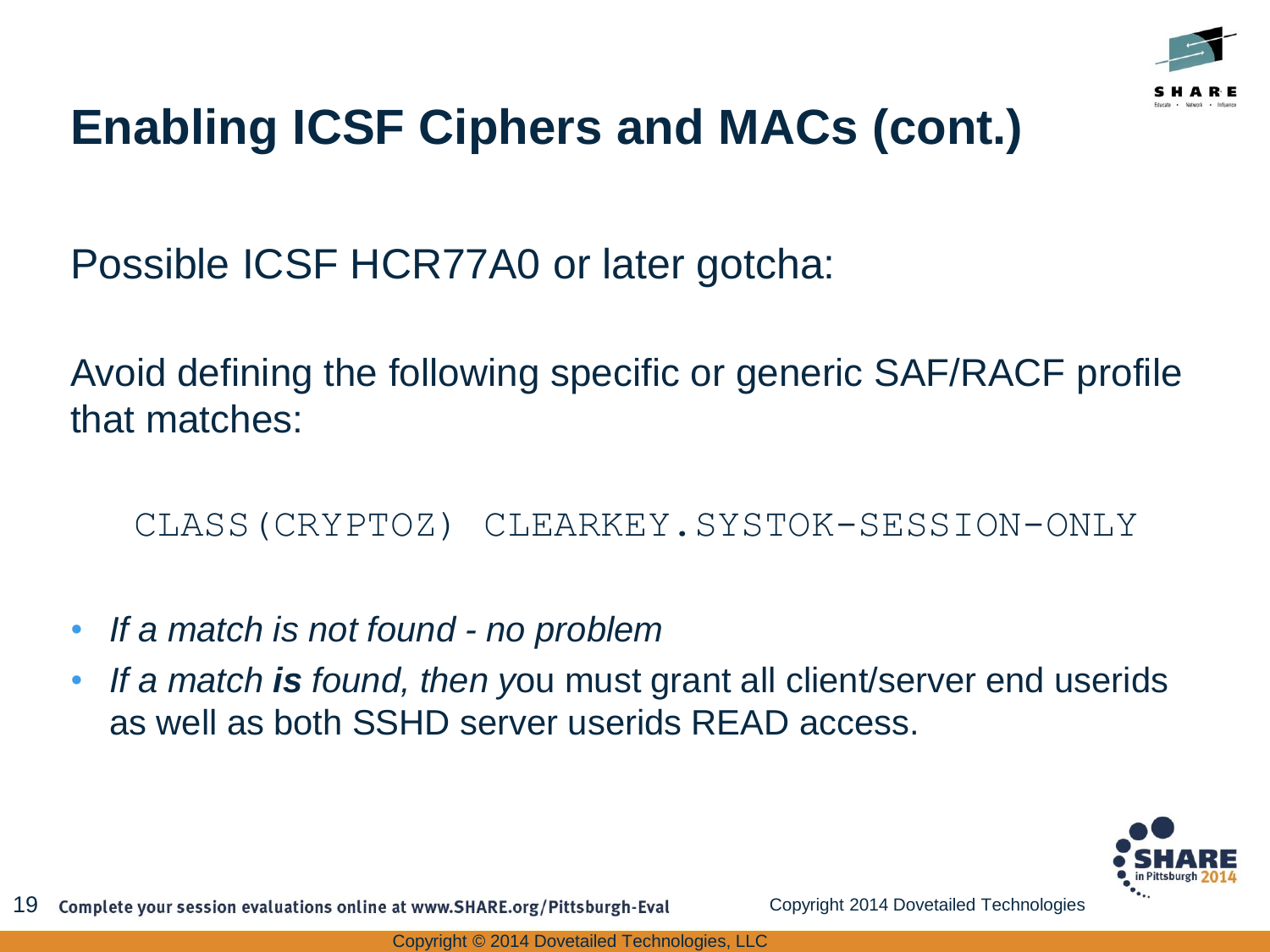# Enabling ICSF Ciphers and MACs (cont.)

Possible ICSF HCR77A0 or later gotcha:

Avoid defining the following specific or generic SAF/RACF profile that matches:

```
CLASS(CRYPTOZ) CLEARKEY.SYSTOK-SESSION-ONLY
```

- *If a match is not found - no problem*
- *If a match **is** found, then y*ou must grant all client/server end userids as well as both SSHD server userids READ access.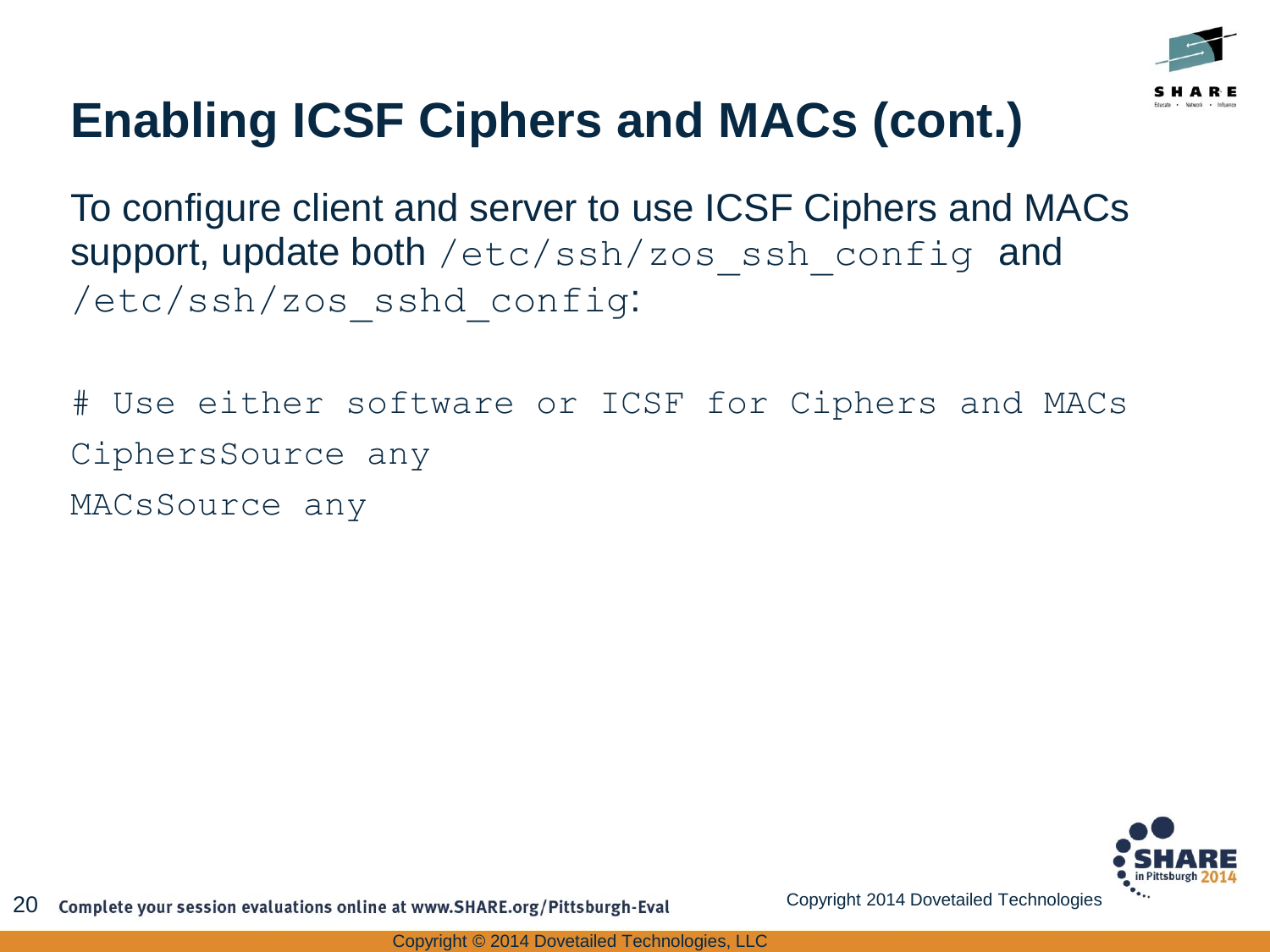# Enabling ICSF Ciphers and MACs (cont.)

To configure client and server to use ICSF Ciphers and MACs support, update both `/etc/ssh/zos_ssh_config` and `/etc/ssh/zos_sshd_config`:

```
# Use either software or ICSF for Ciphers and MACs
CiphersSource any
MACsSource any
```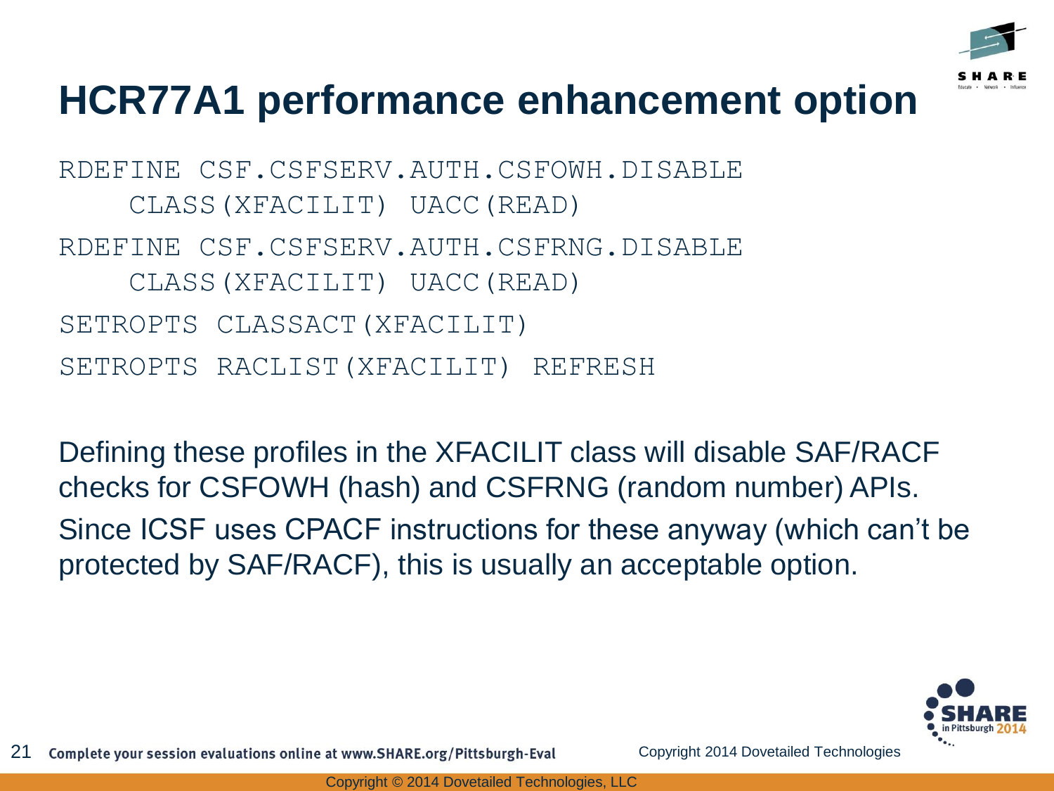# HCR77A1 performance enhancement option

```
RDEFINE CSF.CSFSERV.AUTH.CSFOWH.DISABLE
    CLASS(XFACILIT) UACC(READ)
RDEFINE CSF.CSFSERV.AUTH.CSFRNG.DISABLE
    CLASS(XFACILIT) UACC(READ)
SETROPTS CLASSACT(XFACILIT)
SETROPTS RACLIST(XFACILIT) REFRESH
```

Defining these profiles in the XFACILIT class will disable SAF/RACF checks for CSFOWH (hash) and CSFRNG (random number) APIs.

Since ICSF uses CPACF instructions for these anyway (which can't be protected by SAF/RACF), this is usually an acceptable option.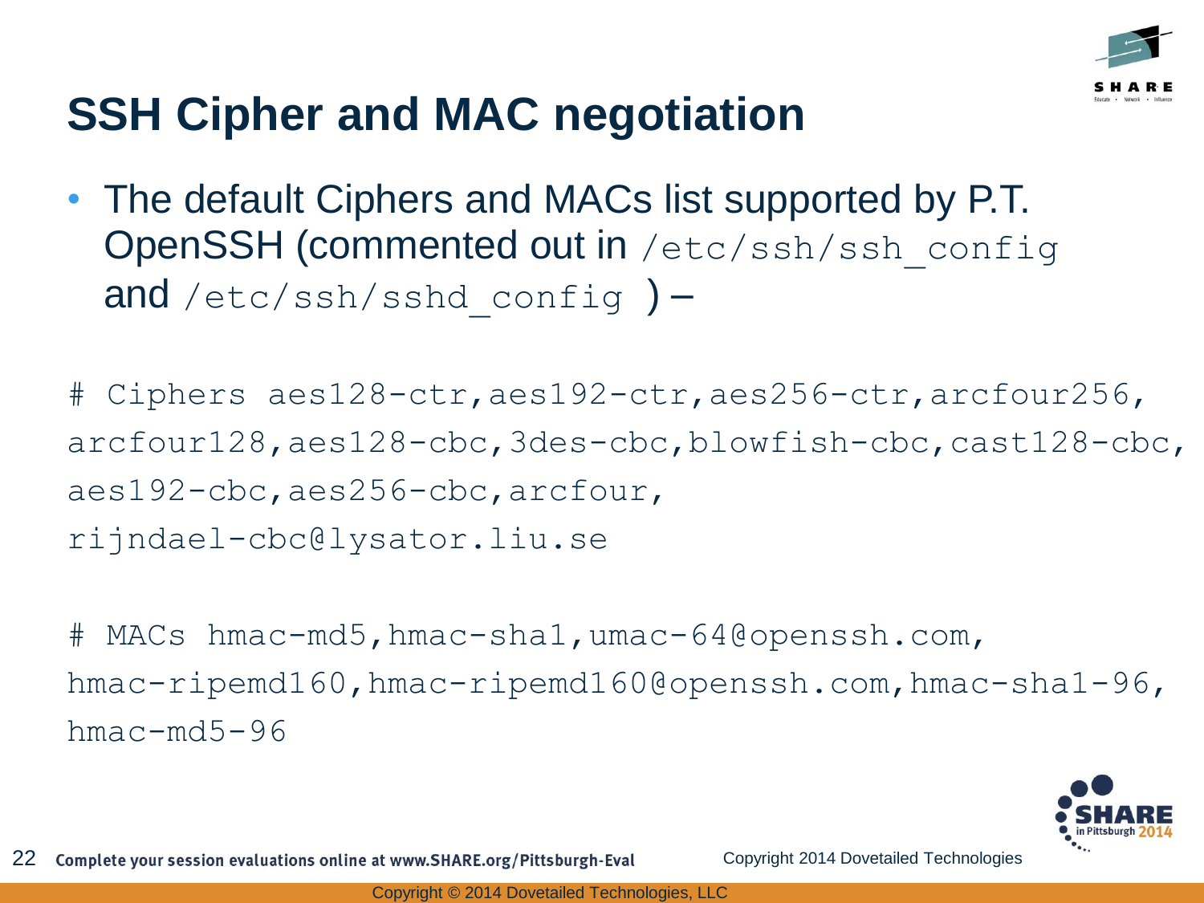# SSH Cipher and MAC negotiation

- The default Ciphers and MACs list supported by P.T. OpenSSH (commented out in `/etc/ssh/ssh_config` and `/etc/ssh/sshd_config` ) –

```
# Ciphers aes128-ctr,aes192-ctr,aes256-ctr,arcfour256,
arcfour128,aes128-cbc,3des-cbc,blowfish-cbc,cast128-cbc,
aes192-cbc,aes256-cbc,arcfour,
rijndael-cbc@lysator.liu.se
```

```
# MACs hmac-md5,hmac-sha1,umac-64@openssh.com,
hmac-ripemd160,hmac-ripemd160@openssh.com,hmac-sha1-96,
hmac-md5-96
```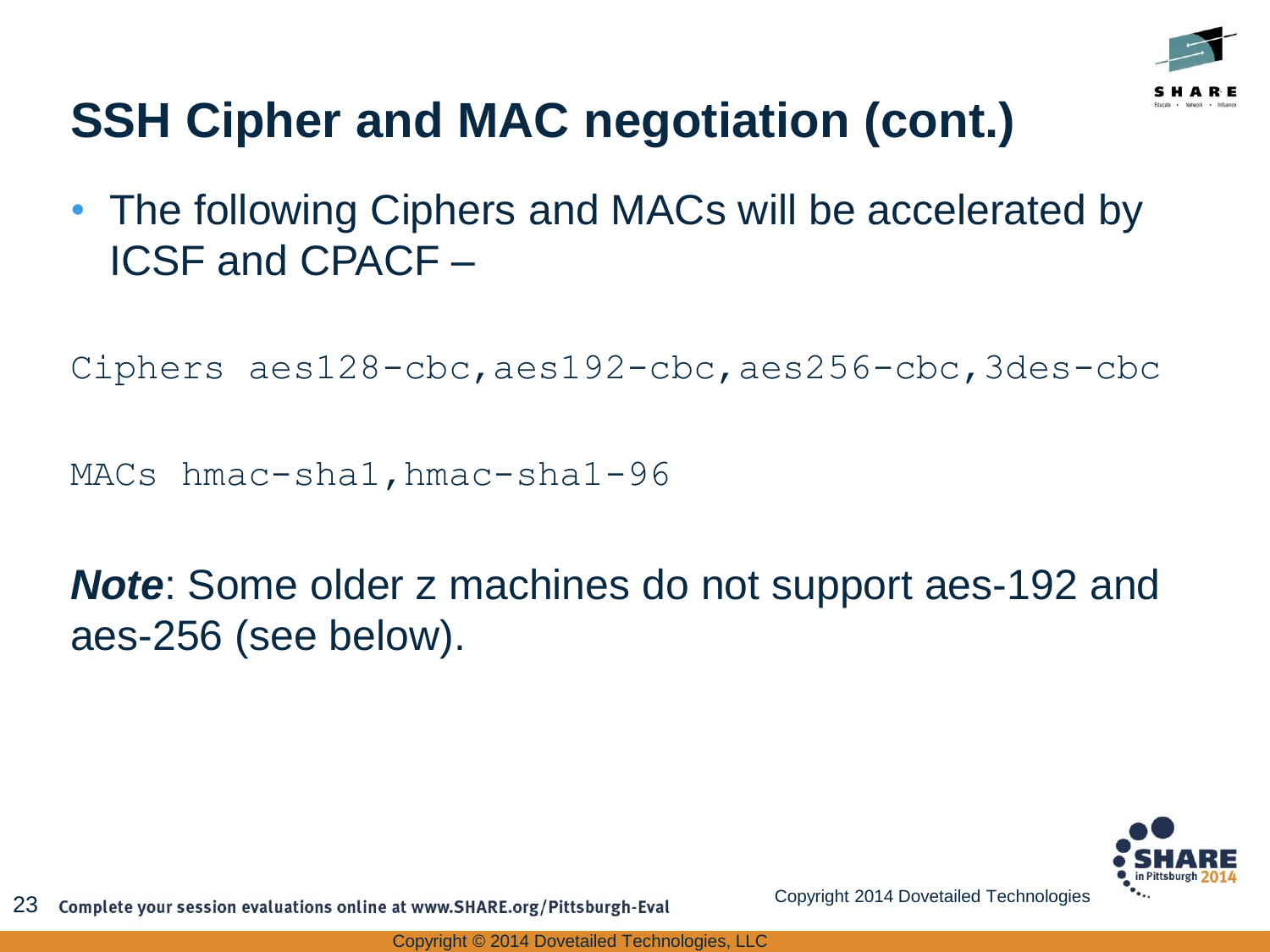# SSH Cipher and MAC negotiation (cont.)

- The following Ciphers and MACs will be accelerated by ICSF and CPACF –

```
Ciphers aes128-cbc,aes192-cbc,aes256-cbc,3des-cbc

MACs hmac-sha1,hmac-sha1-96
```

***Note***: Some older z machines do not support aes-192 and aes-256 (see below).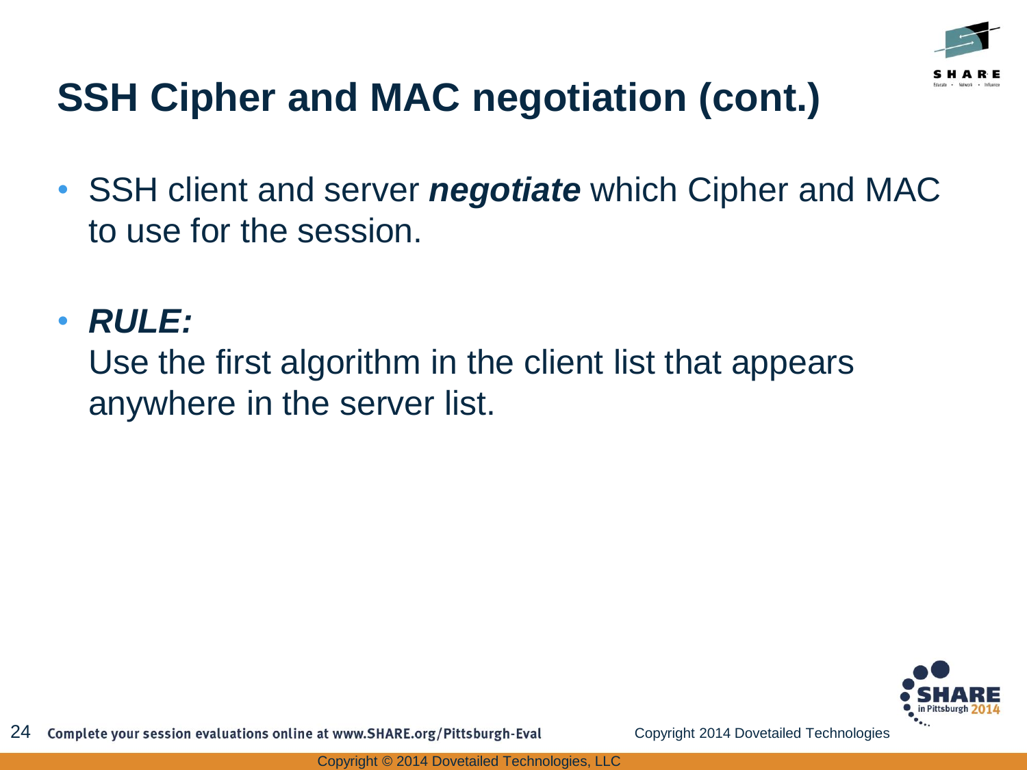# SSH Cipher and MAC negotiation (cont.)

- SSH client and server ***negotiate*** which Cipher and MAC to use for the session.

- ***RULE:***
  Use the first algorithm in the client list that appears anywhere in the server list.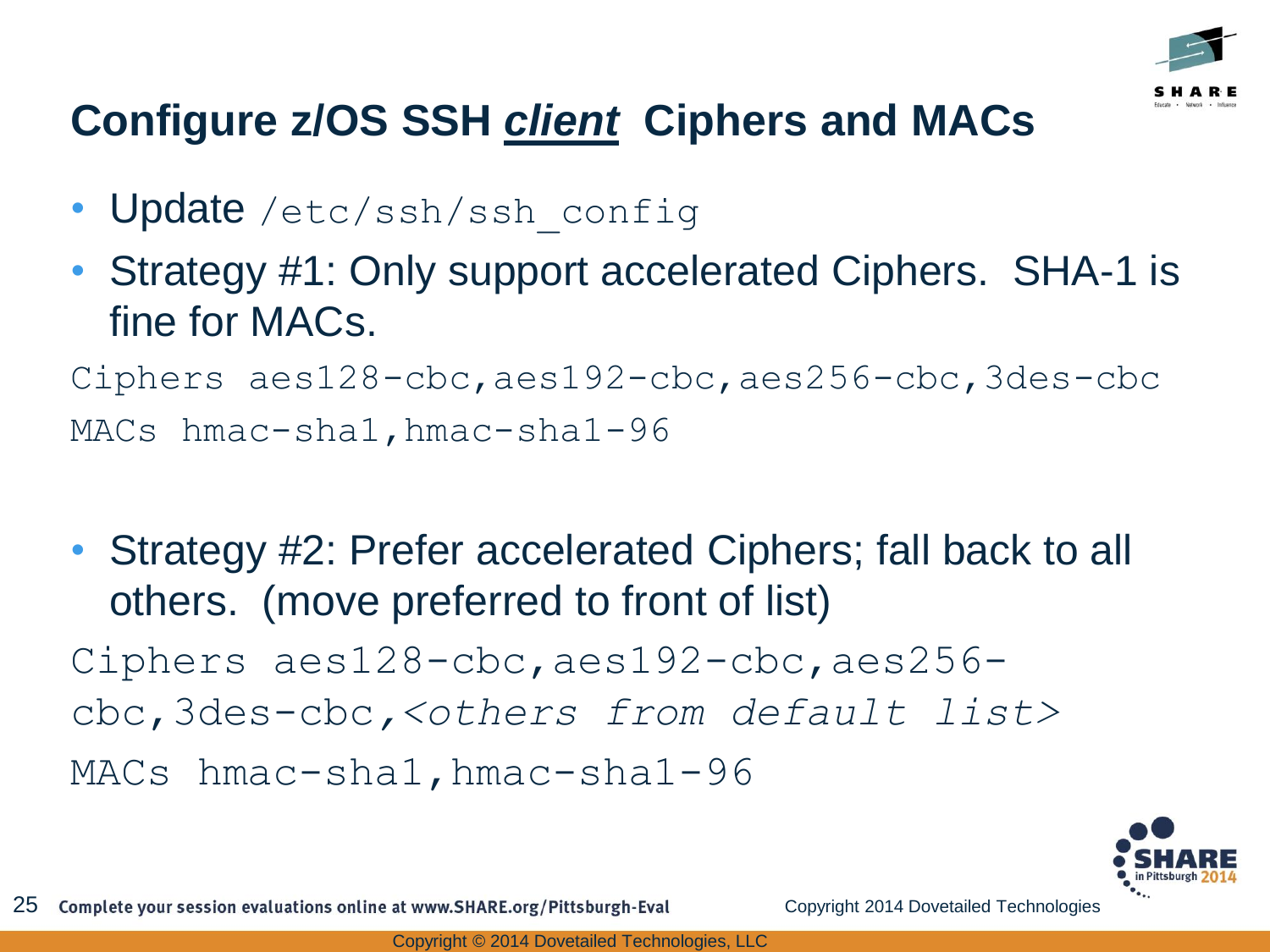# Configure z/OS SSH ***client*** Ciphers and MACs

- Update `/etc/ssh/ssh_config`
- Strategy #1: Only support accelerated Ciphers. SHA-1 is fine for MACs.

```
Ciphers aes128-cbc,aes192-cbc,aes256-cbc,3des-cbc
MACs hmac-sha1,hmac-sha1-96
```

- Strategy #2: Prefer accelerated Ciphers; fall back to all others. (move preferred to front of list)

```
Ciphers aes128-cbc,aes192-cbc,aes256-cbc,3des-cbc,<others from default list>
MACs hmac-sha1,hmac-sha1-96
```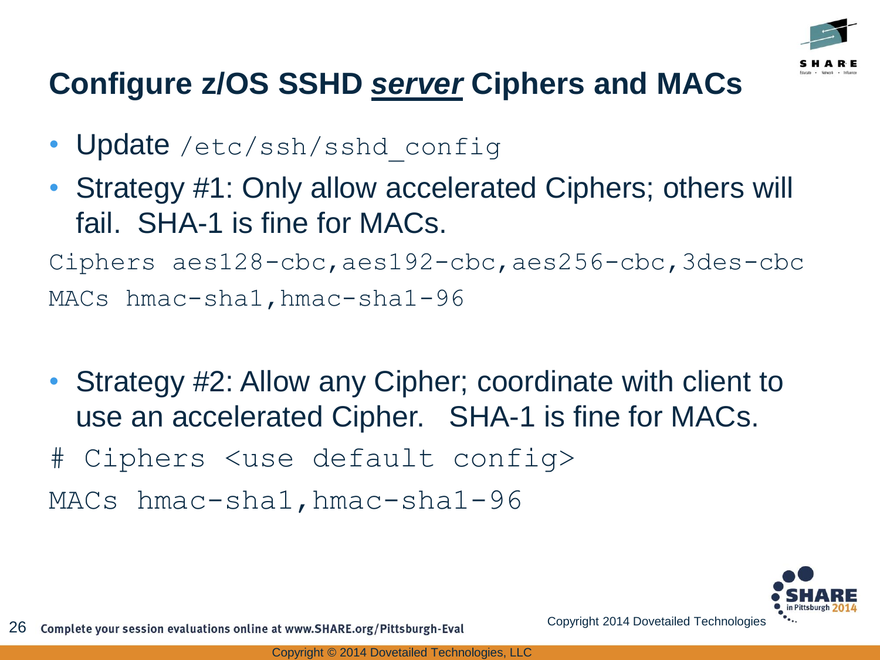# Configure z/OS SSHD ***server*** Ciphers and MACs

- Update `/etc/ssh/sshd_config`
- Strategy #1: Only allow accelerated Ciphers; others will fail. SHA-1 is fine for MACs.

```
Ciphers aes128-cbc,aes192-cbc,aes256-cbc,3des-cbc
MACs hmac-sha1,hmac-sha1-96
```

- Strategy #2: Allow any Cipher; coordinate with client to use an accelerated Cipher. SHA-1 is fine for MACs.

```
# Ciphers <use default config>
MACs hmac-sha1,hmac-sha1-96
```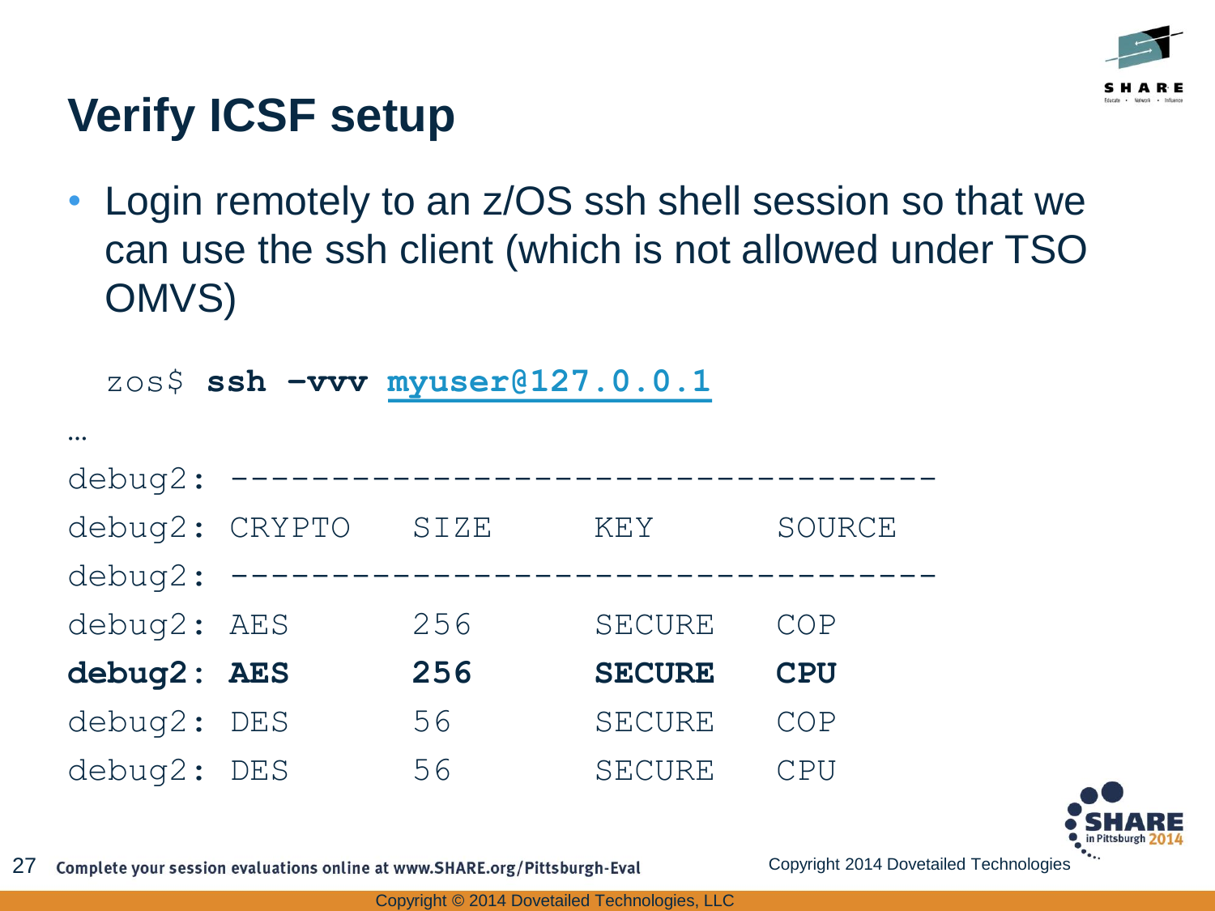# Verify ICSF setup

- Login remotely to an z/OS ssh shell session so that we can use the ssh client (which is not allowed under TSO OMVS)

```
zos$ ssh -vvv myuser@127.0.0.1
…
debug2: -----------------------------------
debug2: CRYPTO    SIZE      KEY       SOURCE
debug2: -----------------------------------
debug2: AES       256       SECURE    COP
debug2: AES       256       SECURE    CPU
debug2: DES       56        SECURE    COP
debug2: DES       56        SECURE    CPU
```

Complete your session evaluations online at www.SHARE.org/Pittsburgh-Eval

Copyright 2014 Dovetailed Technologies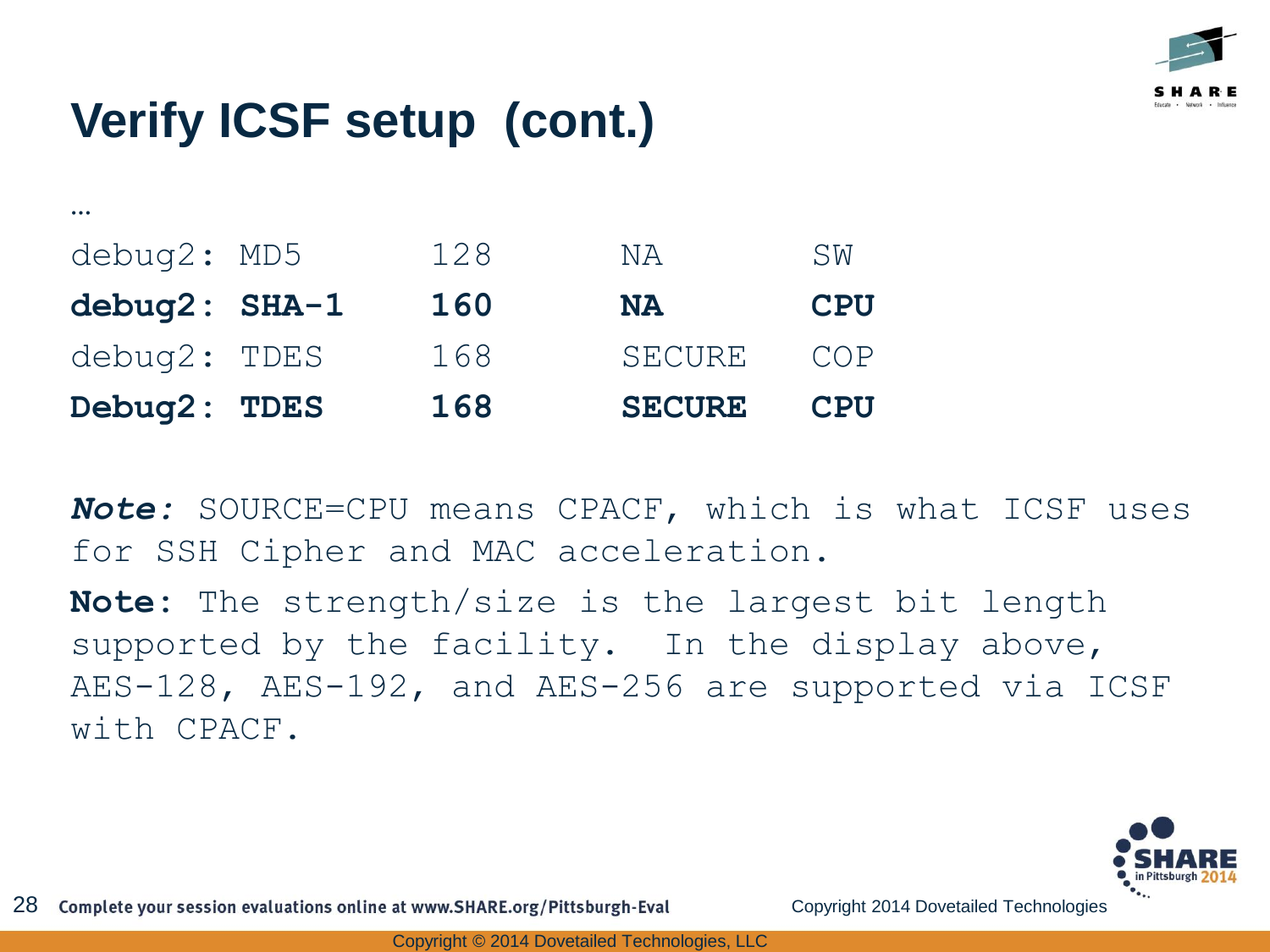# Verify ICSF setup (cont.)

```
…
debug2: MD5       128     NA       SW
debug2: SHA-1     160     NA       CPU
debug2: TDES      168     SECURE   COP
Debug2: TDES      168     SECURE   CPU
```

***Note:*** SOURCE=CPU means CPACF, which is what ICSF uses for SSH Cipher and MAC acceleration.

**Note:** The strength/size is the largest bit length supported by the facility. In the display above, AES-128, AES-192, and AES-256 are supported via ICSF with CPACF.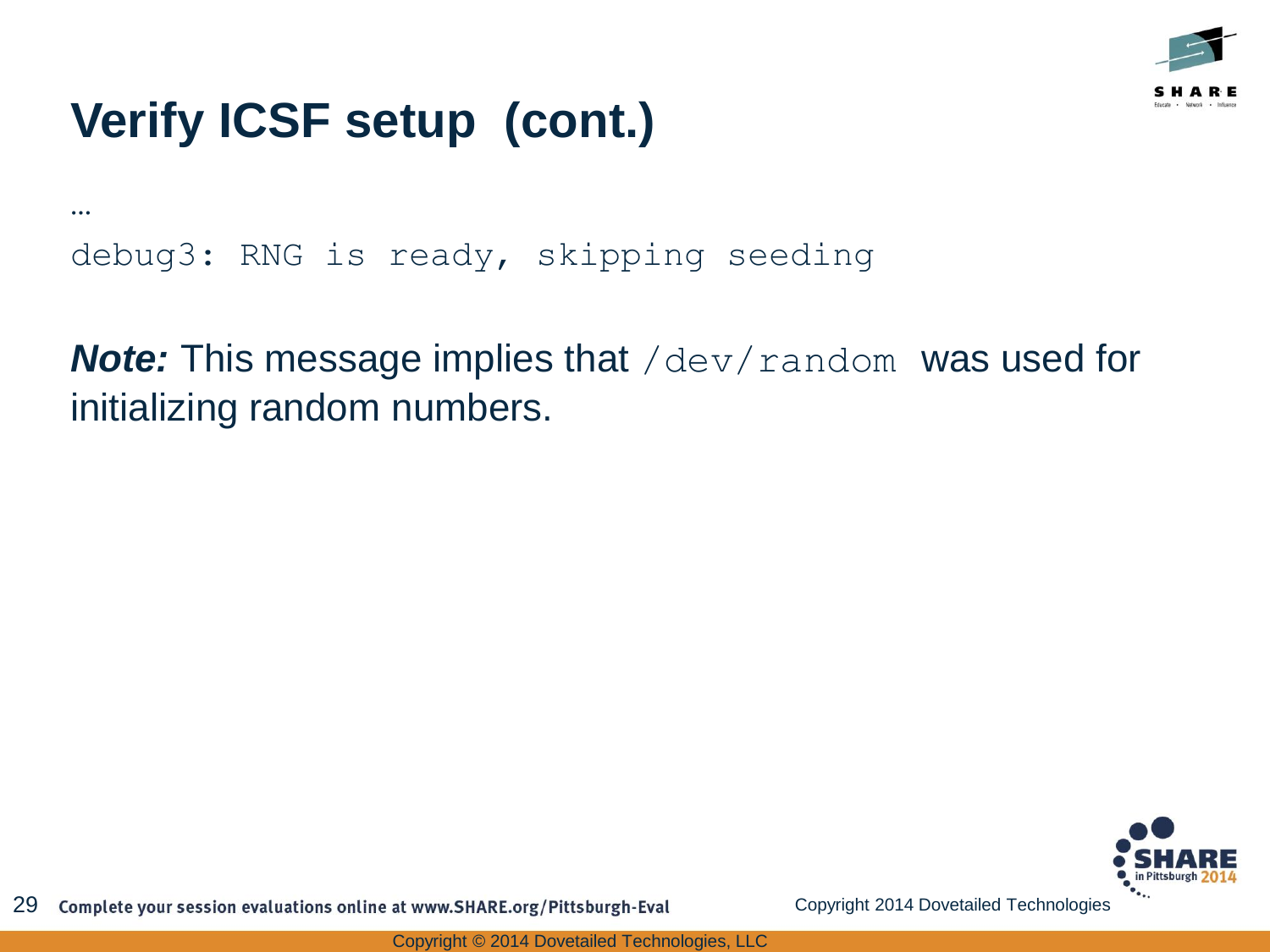# Verify ICSF setup (cont.)

```
…
debug3: RNG is ready, skipping seeding
```

***Note:*** This message implies that `/dev/random` was used for initializing random numbers.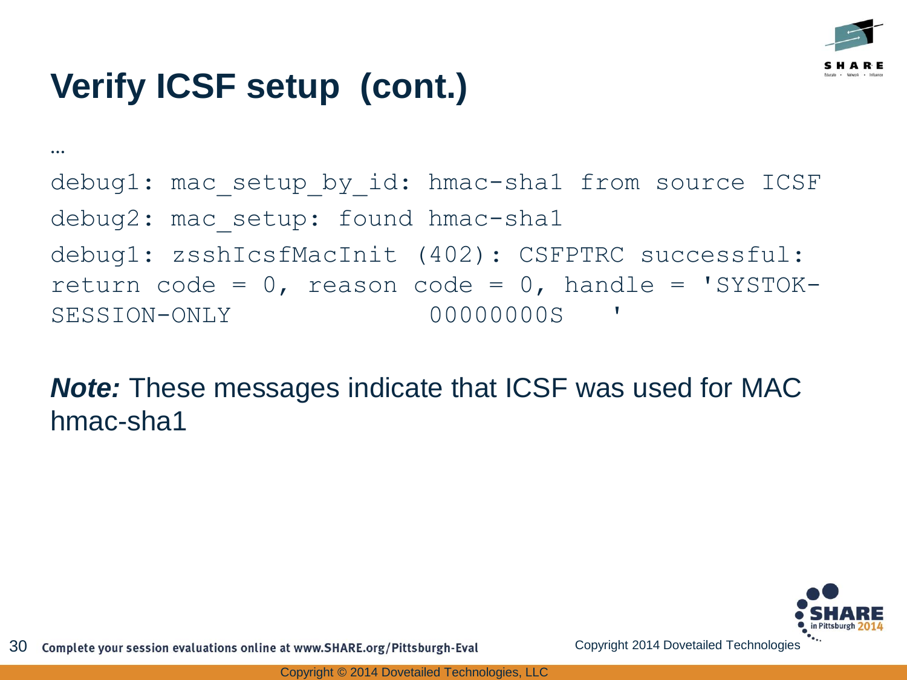# Verify ICSF setup (cont.)

```
…
debug1: mac_setup_by_id: hmac-sha1 from source ICSF
debug2: mac_setup: found hmac-sha1
debug1: zsshIcsfMacInit (402): CSFPTRC successful:
return code = 0, reason code = 0, handle = 'SYSTOK-
SESSION-ONLY                00000000S   '
```

***Note:*** These messages indicate that ICSF was used for MAC hmac-sha1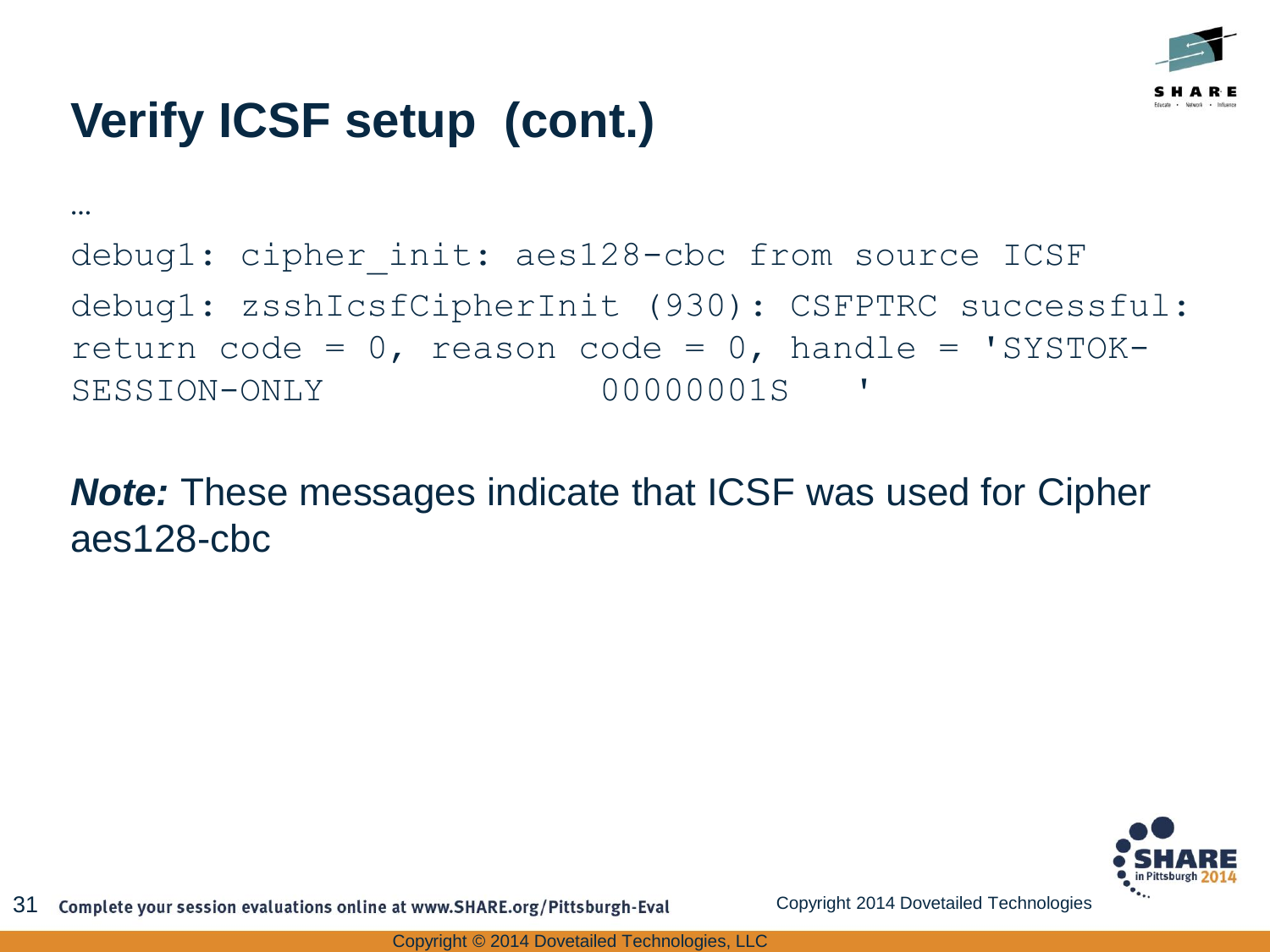# Verify ICSF setup (cont.)

…

```
debug1: cipher_init: aes128-cbc from source ICSF
debug1: zsshIcsfCipherInit (930): CSFPTRC successful:
return code = 0, reason code = 0, handle = 'SYSTOK-
SESSION-ONLY             00000001S   '
```

***Note:*** These messages indicate that ICSF was used for Cipher aes128-cbc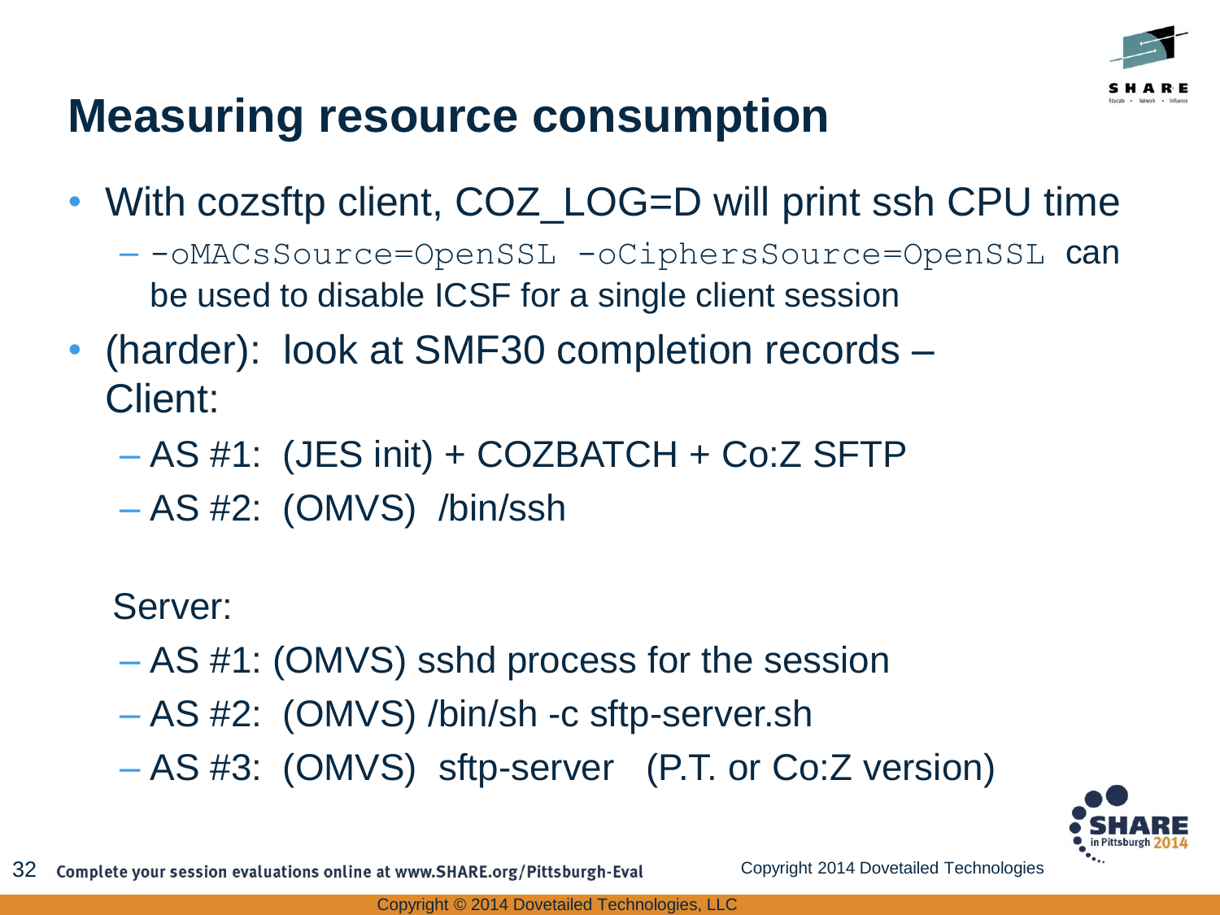# Measuring resource consumption

- With cozsftp client, COZ_LOG=D will print ssh CPU time
  - `-oMACsSource=OpenSSL -oCiphersSource=OpenSSL` can be used to disable ICSF for a single client session
- (harder): look at SMF30 completion records – Client:
  - AS #1: (JES init) + COZBATCH + Co:Z SFTP
  - AS #2: (OMVS) /bin/ssh

  Server:
  - AS #1: (OMVS) sshd process for the session
  - AS #2: (OMVS) /bin/sh -c sftp-server.sh
  - AS #3: (OMVS) sftp-server (P.T. or Co:Z version)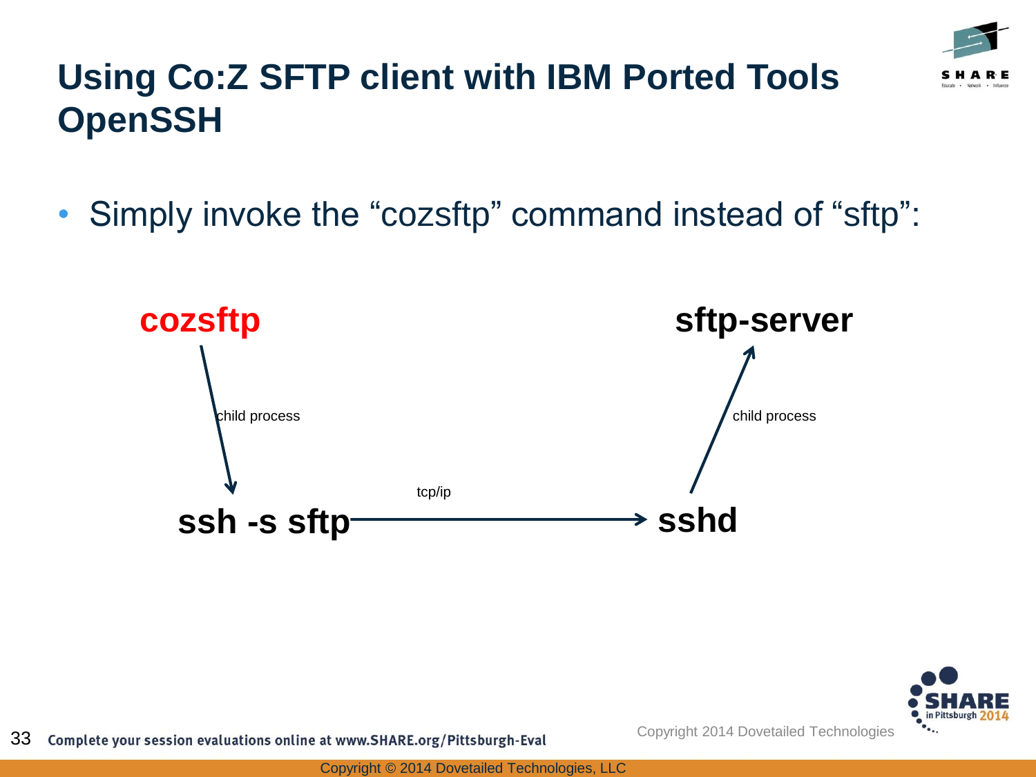# Using Co:Z SFTP client with IBM Ported Tools OpenSSH

- Simply invoke the "cozsftp" command instead of "sftp":

cozsftp

child process

ssh -s sftp

tcp/ip

sshd

child process

sftp-server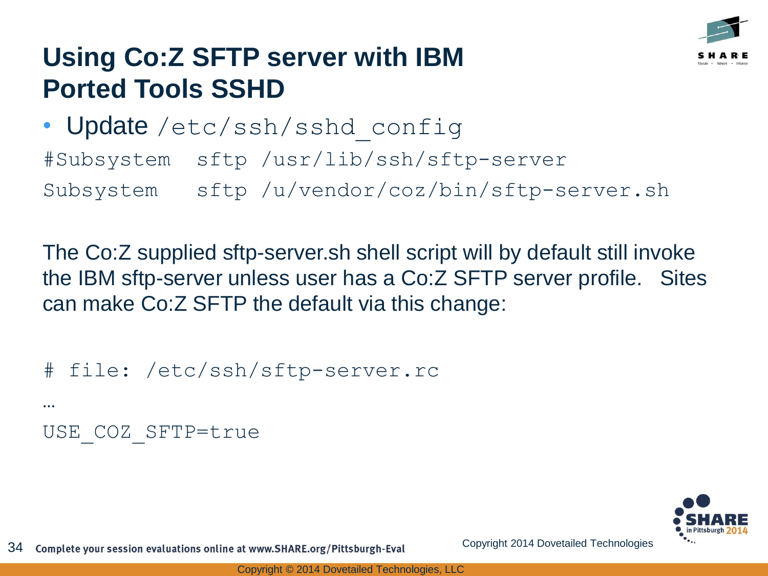# Using Co:Z SFTP server with IBM Ported Tools SSHD

- Update `/etc/ssh/sshd_config`

```
#Subsystem  sftp /usr/lib/ssh/sftp-server
Subsystem   sftp /u/vendor/coz/bin/sftp-server.sh
```

The Co:Z supplied sftp-server.sh shell script will by default still invoke the IBM sftp-server unless user has a Co:Z SFTP server profile. Sites can make Co:Z SFTP the default via this change:

```
# file: /etc/ssh/sftp-server.rc
…
USE_COZ_SFTP=true
```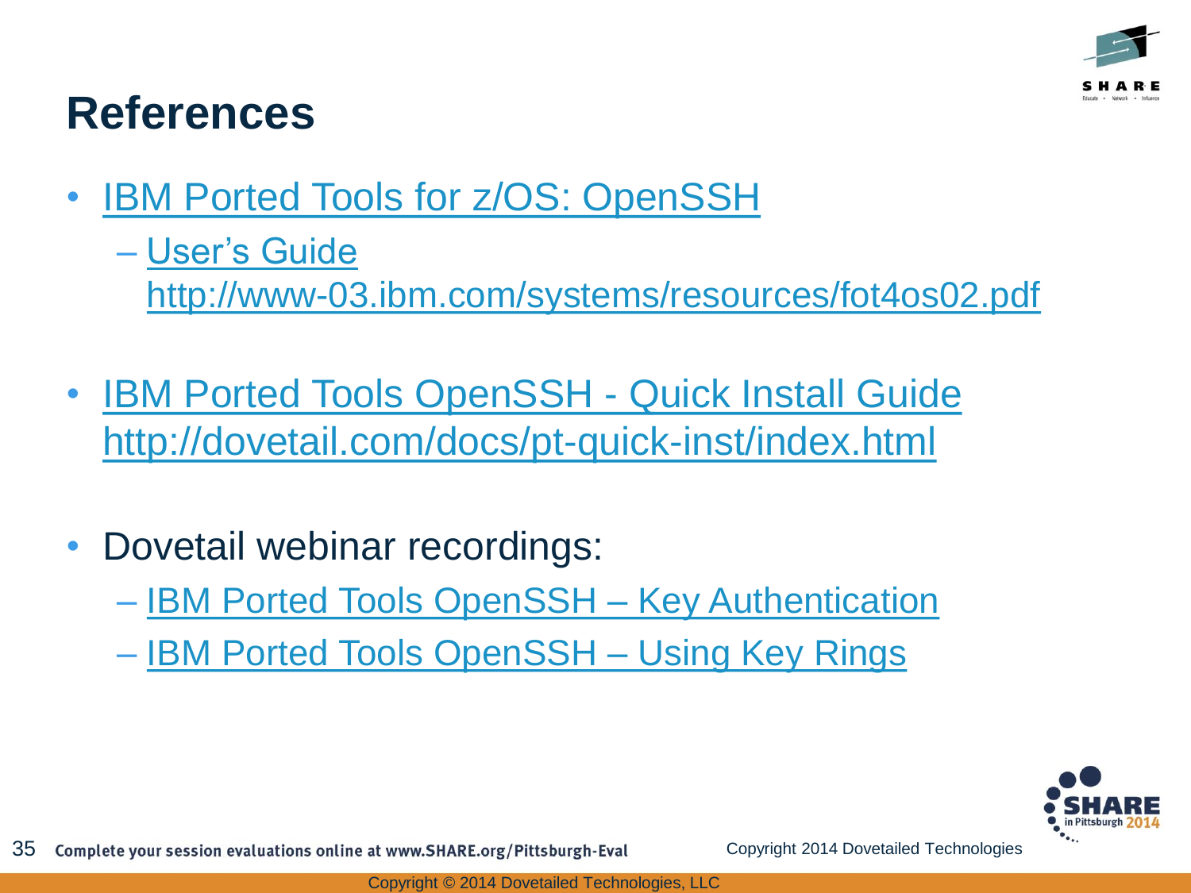# References

- IBM Ported Tools for z/OS: OpenSSH
  - User's Guide
    http://www-03.ibm.com/systems/resources/fot4os02.pdf

- IBM Ported Tools OpenSSH - Quick Install Guide
  http://dovetail.com/docs/pt-quick-inst/index.html

- Dovetail webinar recordings:
  - IBM Ported Tools OpenSSH – Key Authentication
  - IBM Ported Tools OpenSSH – Using Key Rings